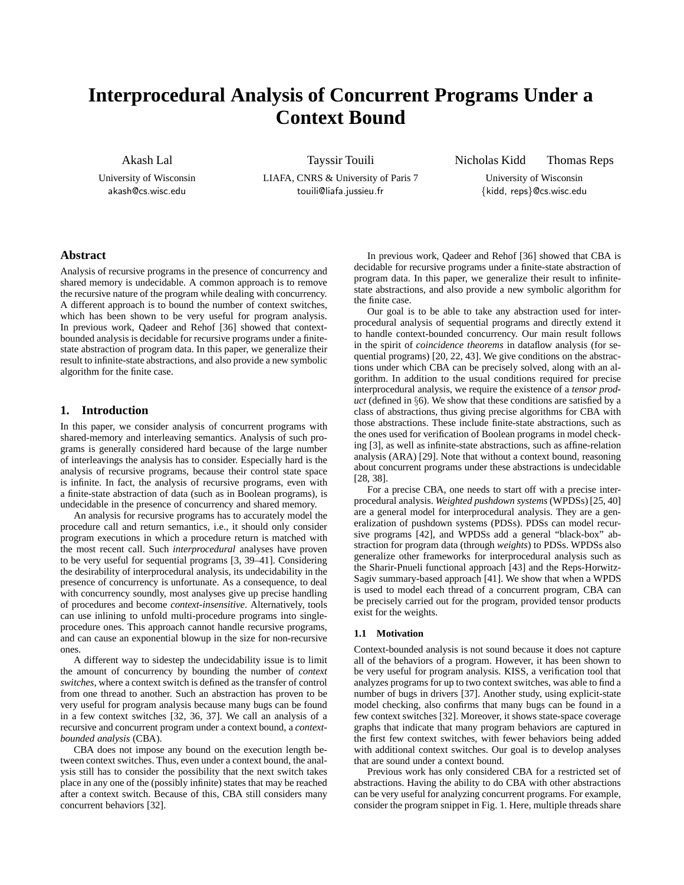# Interprocedural Analysis of Concurrent Programs Under a Context Bound

Akash Lal
University of Wisconsin
akash@cs.wisc.edu

Tayssir Touili
LIAFA, CNRS & University of Paris 7
touili@liafa.jussieu.fr

Nicholas Kidd Thomas Reps
University of Wisconsin
{kidd, reps}@cs.wisc.edu

## Abstract

Analysis of recursive programs in the presence of concurrency and shared memory is undecidable. A common approach is to remove the recursive nature of the program while dealing with concurrency. A different approach is to bound the number of context switches, which has been shown to be very useful for program analysis. In previous work, Qadeer and Rehof [36] showed that context-bounded analysis is decidable for recursive programs under a finite-state abstraction of program data. In this paper, we generalize their result to infinite-state abstractions, and also provide a new symbolic algorithm for the finite case.

## 1. Introduction

In this paper, we consider analysis of concurrent programs with shared-memory and interleaving semantics. Analysis of such programs is generally considered hard because of the large number of interleavings the analysis has to consider. Especially hard is the analysis of recursive programs, because their control state space is infinite. In fact, the analysis of recursive programs, even with a finite-state abstraction of data (such as in Boolean programs), is undecidable in the presence of concurrency and shared memory.

An analysis for recursive programs has to accurately model the procedure call and return semantics, i.e., it should only consider program executions in which a procedure return is matched with the most recent call. Such *interprocedural* analyses have proven to be very useful for sequential programs [3, 39–41]. Considering the desirability of interprocedural analysis, its undecidability in the presence of concurrency is unfortunate. As a consequence, to deal with concurrency soundly, most analyses give up precise handling of procedures and become *context-insensitive*. Alternatively, tools can use inlining to unfold multi-procedure programs into single-procedure ones. This approach cannot handle recursive programs, and can cause an exponential blowup in the size for non-recursive ones.

A different way to sidestep the undecidability issue is to limit the amount of concurrency by bounding the number of *context switches*, where a context switch is defined as the transfer of control from one thread to another. Such an abstraction has proven to be very useful for program analysis because many bugs can be found in a few context switches [32, 36, 37]. We call an analysis of a recursive and concurrent program under a context bound, a *context-bounded analysis* (CBA).

CBA does not impose any bound on the execution length between context switches. Thus, even under a context bound, the analysis still has to consider the possibility that the next switch takes place in any one of the (possibly infinite) states that may be reached after a context switch. Because of this, CBA still considers many concurrent behaviors [32].

In previous work, Qadeer and Rehof [36] showed that CBA is decidable for recursive programs under a finite-state abstraction of program data. In this paper, we generalize their result to infinite-state abstractions, and also provide a new symbolic algorithm for the finite case.

Our goal is to be able to take any abstraction used for interprocedural analysis of sequential programs and directly extend it to handle context-bounded concurrency. Our main result follows in the spirit of *coincidence theorems* in dataflow analysis (for sequential programs) [20, 22, 43]. We give conditions on the abstractions under which CBA can be precisely solved, along with an algorithm. In addition to the usual conditions required for precise interprocedural analysis, we require the existence of a *tensor product* (defined in §6). We show that these conditions are satisfied by a class of abstractions, thus giving precise algorithms for CBA with those abstractions. These include finite-state abstractions, such as the ones used for verification of Boolean programs in model checking [3], as well as infinite-state abstractions, such as affine-relation analysis (ARA) [29]. Note that without a context bound, reasoning about concurrent programs under these abstractions is undecidable [28, 38].

For a precise CBA, one needs to start off with a precise interprocedural analysis. *Weighted pushdown systems* (WPDSs) [25, 40] are a general model for interprocedural analysis. They are a generalization of pushdown systems (PDSs). PDSs can model recursive programs [42], and WPDSs add a general "black-box" abstraction for program data (through *weights*) to PDSs. WPDSs also generalize other frameworks for interprocedural analysis such as the Sharir-Pnueli functional approach [43] and the Reps-Horwitz-Sagiv summary-based approach [41]. We show that when a WPDS is used to model each thread of a concurrent program, CBA can be precisely carried out for the program, provided tensor products exist for the weights.

### 1.1 Motivation

Context-bounded analysis is not sound because it does not capture all of the behaviors of a program. However, it has been shown to be very useful for program analysis. KISS, a verification tool that analyzes programs for up to two context switches, was able to find a number of bugs in drivers [37]. Another study, using explicit-state model checking, also confirms that many bugs can be found in a few context switches [32]. Moreover, it shows state-space coverage graphs that indicate that many program behaviors are captured in the first few context switches, with fewer behaviors being added with additional context switches. Our goal is to develop analyses that are sound under a context bound.

Previous work has only considered CBA for a restricted set of abstractions. Having the ability to do CBA with other abstractions can be very useful for analyzing concurrent programs. For example, consider the program snippet in Fig. 1. Here, multiple threads share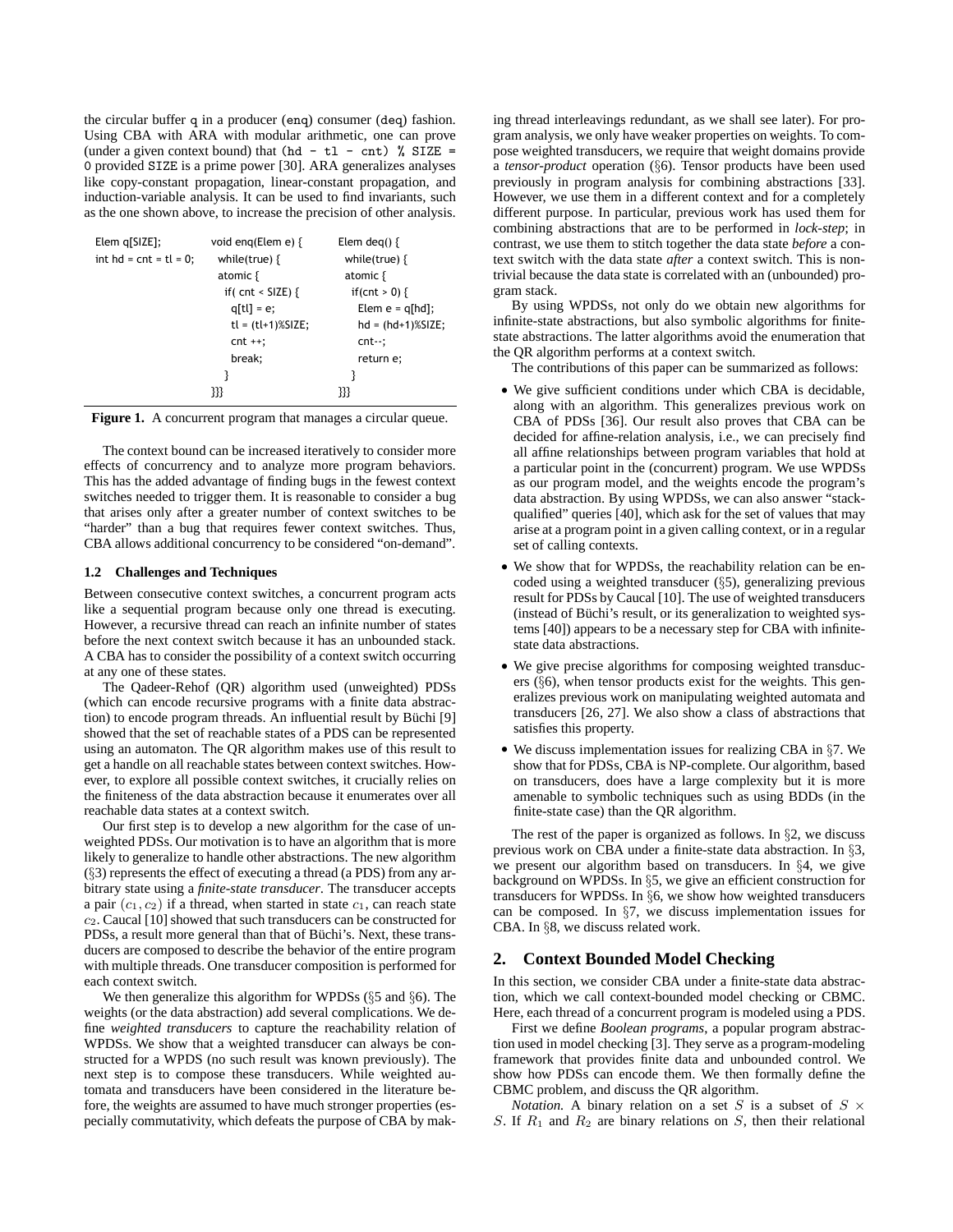the circular buffer `q` in a producer (`enq`) consumer (`deq`) fashion. Using CBA with ARA with modular arithmetic, one can prove (under a given context bound) that `(hd - tl - cnt) % SIZE = 0` provided `SIZE` is a prime power [30]. ARA generalizes analyses like copy-constant propagation, linear-constant propagation, and induction-variable analysis. It can be used to find invariants, such as the one shown above, to increase the precision of other analysis.

```
Elem q[SIZE];              void enq(Elem e) {       Elem deq() {
int hd = cnt = tl = 0;       while(true) {            while(true) {
                               atomic {                 atomic {
                                 if( cnt < SIZE) {        if(cnt > 0) {
                                   q[tl] = e;               Elem e = q[hd];
                                   tl = (tl+1)%SIZE;        hd = (hd+1)%SIZE;
                                   cnt ++;                  cnt--;
                                   break;                   return e;
                                 }                        }
                             }}}                      }}}
```

**Figure 1.** A concurrent program that manages a circular queue.

The context bound can be increased iteratively to consider more effects of concurrency and to analyze more program behaviors. This has the added advantage of finding bugs in the fewest context switches needed to trigger them. It is reasonable to consider a bug that arises only after a greater number of context switches to be "harder" than a bug that requires fewer context switches. Thus, CBA allows additional concurrency to be considered "on-demand".

### 1.2 Challenges and Techniques

Between consecutive context switches, a concurrent program acts like a sequential program because only one thread is executing. However, a recursive thread can reach an infinite number of states before the next context switch because it has an unbounded stack. A CBA has to consider the possibility of a context switch occurring at any one of these states.

The Qadeer-Rehof (QR) algorithm used (unweighted) PDSs (which can encode recursive programs with a finite data abstraction) to encode program threads. An influential result by Büchi [9] showed that the set of reachable states of a PDS can be represented using an automaton. The QR algorithm makes use of this result to get a handle on all reachable states between context switches. However, to explore all possible context switches, it crucially relies on the finiteness of the data abstraction because it enumerates over all reachable data states at a context switch.

Our first step is to develop a new algorithm for the case of unweighted PDSs. Our motivation is to have an algorithm that is more likely to generalize to handle other abstractions. The new algorithm (§3) represents the effect of executing a thread (a PDS) from any arbitrary state using a *finite-state transducer*. The transducer accepts a pair $(c_1, c_2)$ if a thread, when started in state $c_1$, can reach state $c_2$. Caucal [10] showed that such transducers can be constructed for PDSs, a result more general than that of Büchi's. Next, these transducers are composed to describe the behavior of the entire program with multiple threads. One transducer composition is performed for each context switch.

We then generalize this algorithm for WPDSs (§5 and §6). The weights (or the data abstraction) add several complications. We define *weighted transducers* to capture the reachability relation of WPDSs. We show that a weighted transducer can always be constructed for a WPDS (no such result was known previously). The next step is to compose these transducers. While weighted automata and transducers have been considered in the literature before, the weights are assumed to have much stronger properties (especially commutativity, which defeats the purpose of CBA by making thread interleavings redundant, as we shall see later). For program analysis, we only have weaker properties on weights. To compose weighted transducers, we require that weight domains provide a *tensor-product* operation (§6). Tensor products have been used previously in program analysis for combining abstractions [33]. However, we use them in a different context and for a completely different purpose. In particular, previous work has used them for combining abstractions that are to be performed in *lock-step*; in contrast, we use them to stitch together the data state *before* a context switch with the data state *after* a context switch. This is nontrivial because the data state is correlated with an (unbounded) program stack.

By using WPDSs, not only do we obtain new algorithms for infinite-state abstractions, but also symbolic algorithms for finite-state abstractions. The latter algorithms avoid the enumeration that the QR algorithm performs at a context switch.

The contributions of this paper can be summarized as follows:

- We give sufficient conditions under which CBA is decidable, along with an algorithm. This generalizes previous work on CBA of PDSs [36]. Our result also proves that CBA can be decided for affine-relation analysis, i.e., we can precisely find all affine relationships between program variables that hold at a particular point in the (concurrent) program. We use WPDSs as our program model, and the weights encode the program's data abstraction. By using WPDSs, we can also answer "stack-qualified" queries [40], which ask for the set of values that may arise at a program point in a given calling context, or in a regular set of calling contexts.
- We show that for WPDSs, the reachability relation can be encoded using a weighted transducer (§5), generalizing previous result for PDSs by Caucal [10]. The use of weighted transducers (instead of Büchi's result, or its generalization to weighted systems [40]) appears to be a necessary step for CBA with infinite-state data abstractions.
- We give precise algorithms for composing weighted transducers (§6), when tensor products exist for the weights. This generalizes previous work on manipulating weighted automata and transducers [26, 27]. We also show a class of abstractions that satisfies this property.
- We discuss implementation issues for realizing CBA in §7. We show that for PDSs, CBA is NP-complete. Our algorithm, based on transducers, does have a large complexity but it is more amenable to symbolic techniques such as using BDDs (in the finite-state case) than the QR algorithm.

The rest of the paper is organized as follows. In §2, we discuss previous work on CBA under a finite-state data abstraction. In §3, we present our algorithm based on transducers. In §4, we give background on WPDSs. In §5, we give an efficient construction for transducers for WPDSs. In §6, we show how weighted transducers can be composed. In §7, we discuss implementation issues for CBA. In §8, we discuss related work.

## 2. Context Bounded Model Checking

In this section, we consider CBA under a finite-state data abstraction, which we call context-bounded model checking or CBMC. Here, each thread of a concurrent program is modeled using a PDS.

First we define *Boolean programs*, a popular program abstraction used in model checking [3]. They serve as a program-modeling framework that provides finite data and unbounded control. We show how PDSs can encode them. We then formally define the CBMC problem, and discuss the QR algorithm.

*Notation.* A binary relation on a set $S$ is a subset of $S \times S$. If $R_1$ and $R_2$ are binary relations on $S$, then their relational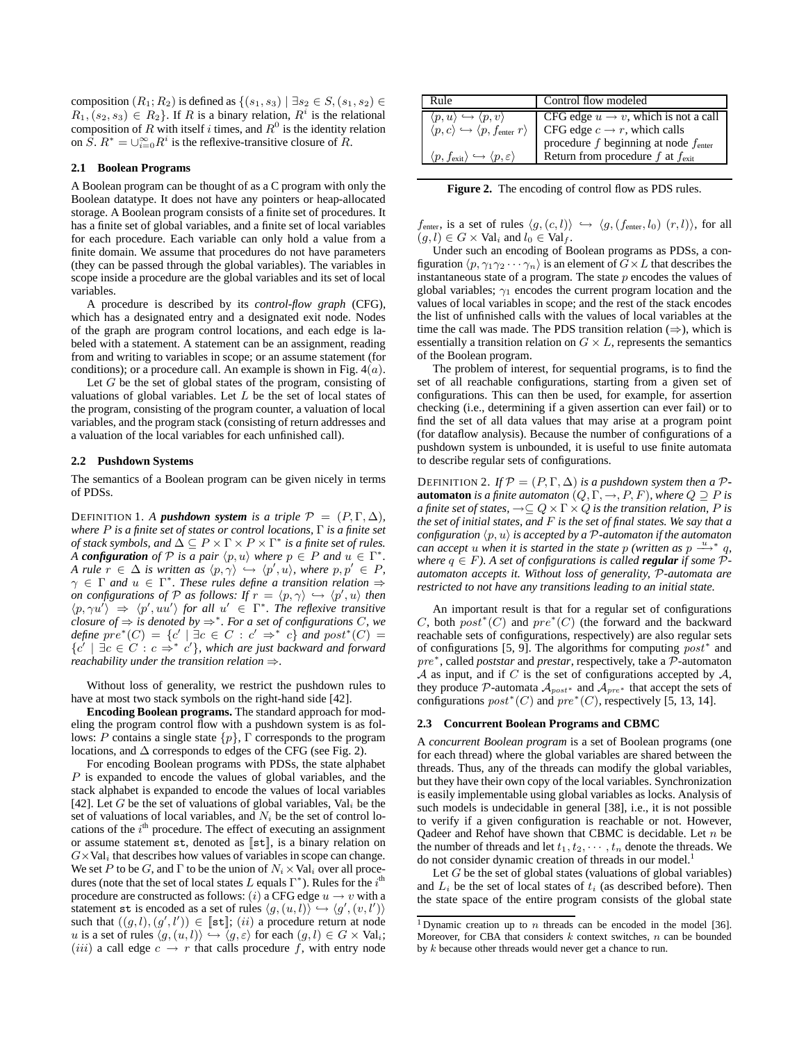composition $(R_1; R_2)$ is defined as $\{(s_1, s_3) \mid \exists s_2 \in S, (s_1, s_2) \in R_1, (s_2, s_3) \in R_2\}$. If $R$ is a binary relation, $R^i$ is the relational composition of $R$ with itself $i$ times, and $R^0$ is the identity relation on $S$. $R^* = \cup_{i=0}^{\infty} R^i$ is the reflexive-transitive closure of $R$.

### 2.1 Boolean Programs

A Boolean program can be thought of as a C program with only the Boolean datatype. It does not have any pointers or heap-allocated storage. A Boolean program consists of a finite set of procedures. It has a finite set of global variables, and a finite set of local variables for each procedure. Each variable can only hold a value from a finite domain. We assume that procedures do not have parameters (they can be passed through the global variables). The variables in scope inside a procedure are the global variables and its set of local variables.

A procedure is described by its *control-flow graph* (CFG), which has a designated entry and a designated exit node. Nodes of the graph are program control locations, and each edge is labeled with a statement. A statement can be an assignment, reading from and writing to variables in scope; or an assume statement (for conditions); or a procedure call. An example is shown in Fig. 4$(a)$.

Let $G$ be the set of global states of the program, consisting of valuations of global variables. Let $L$ be the set of local states of the program, consisting of the program counter, a valuation of local variables, and the program stack (consisting of return addresses and a valuation of the local variables for each unfinished call).

### 2.2 Pushdown Systems

The semantics of a Boolean program can be given nicely in terms of PDSs.

DEFINITION 1. *A **pushdown system** is a triple $\mathcal{P} = (P, \Gamma, \Delta)$, where $P$ is a finite set of states or control locations, $\Gamma$ is a finite set of stack symbols, and $\Delta \subseteq P \times \Gamma \times P \times \Gamma^*$ is a finite set of rules. A **configuration** of $\mathcal{P}$ is a pair $\langle p, u\rangle$ where $p \in P$ and $u \in \Gamma^*$. A rule $r \in \Delta$ is written as $\langle p, \gamma\rangle \hookrightarrow \langle p', u\rangle$, where $p, p' \in P$, $\gamma \in \Gamma$ and $u \in \Gamma^*$. These rules define a transition relation $\Rightarrow$ on configurations of $\mathcal{P}$ as follows: If $r = \langle p, \gamma\rangle \hookrightarrow \langle p', u\rangle$ then $\langle p, \gamma u'\rangle \Rightarrow \langle p', uu'\rangle$ for all $u' \in \Gamma^*$. The reflexive transitive closure of $\Rightarrow$ is denoted by $\Rightarrow^*$. For a set of configurations $C$, we define $pre^*(C) = \{c' \mid \exists c \in C : c' \Rightarrow^* c\}$ and $post^*(C) = \{c' \mid \exists c \in C : c \Rightarrow^* c'\}$, which are just backward and forward reachability under the transition relation $\Rightarrow$.*

Without loss of generality, we restrict the pushdown rules to have at most two stack symbols on the right-hand side [42].

**Encoding Boolean programs.** The standard approach for modeling the program control flow with a pushdown system is as follows: $P$ contains a single state $\{p\}$, $\Gamma$ corresponds to the program locations, and $\Delta$ corresponds to edges of the CFG (see Fig. 2).

For encoding Boolean programs with PDSs, the state alphabet $P$ is expanded to encode the values of global variables, and the stack alphabet is expanded to encode the values of local variables [42]. Let $G$ be the set of valuations of global variables, $\mathrm{Val}_i$ be the set of valuations of local variables, and $N_i$ be the set of control locations of the $i^{\text{th}}$ procedure. The effect of executing an assignment or assume statement st, denoted as $[\![\texttt{st}]\!]$, is a binary relation on $G \times \mathrm{Val}_i$ that describes how values of variables in scope can change. We set $P$ to be $G$, and $\Gamma$ to be the union of $N_i \times \mathrm{Val}_i$ over all procedures (note that the set of local states $L$ equals $\Gamma^*$). Rules for the $i^{\text{th}}$ procedure are constructed as follows: $(i)$ a CFG edge $u \to v$ with a statement st is encoded as a set of rules $\langle g, (u, l)\rangle \hookrightarrow \langle g', (v, l')\rangle$ such that $((g, l), (g', l')) \in [\![\texttt{st}]\!]$; $(ii)$ a procedure return at node $u$ is a set of rules $\langle g, (u, l)\rangle \hookrightarrow \langle g, \varepsilon\rangle$ for each $(g, l) \in G \times \mathrm{Val}_i$; $(iii)$ a call edge $c \to r$ that calls procedure $f$, with entry node $f_{\text{enter}}$, is a set of rules $\langle g, (c, l)\rangle \hookrightarrow \langle g, (f_{\text{enter}}, l_0)\ (r, l)\rangle$, for all $(g, l) \in G \times \mathrm{Val}_i$ and $l_0 \in \mathrm{Val}_f$.

| Rule | Control flow modeled |
|---|---|
| $\langle p, u\rangle \hookrightarrow \langle p, v\rangle$ | CFG edge $u \to v$, which is not a call |
| $\langle p, c\rangle \hookrightarrow \langle p, f_{\text{enter}}\ r\rangle$ | CFG edge $c \to r$, which calls procedure $f$ beginning at node $f_{\text{enter}}$ |
| $\langle p, f_{\text{exit}}\rangle \hookrightarrow \langle p, \varepsilon\rangle$ | Return from procedure $f$ at $f_{\text{exit}}$ |

**Figure 2.** The encoding of control flow as PDS rules.

Under such an encoding of Boolean programs as PDSs, a configuration $\langle p, \gamma_1\gamma_2 \cdots \gamma_n\rangle$ is an element of $G \times L$ that describes the instantaneous state of a program. The state $p$ encodes the values of global variables; $\gamma_1$ encodes the current program location and the values of local variables in scope; and the rest of the stack encodes the list of unfinished calls with the values of local variables at the time the call was made. The PDS transition relation ($\Rightarrow$), which is essentially a transition relation on $G \times L$, represents the semantics of the Boolean program.

The problem of interest, for sequential programs, is to find the set of all reachable configurations, starting from a given set of configurations. This can then be used, for example, for assertion checking (i.e., determining if a given assertion can ever fail) or to find the set of all data values that may arise at a program point (for dataflow analysis). Because the number of configurations of a pushdown system is unbounded, it is useful to use finite automata to describe regular sets of configurations.

DEFINITION 2. *If $\mathcal{P} = (P, \Gamma, \Delta)$ is a pushdown system then a $\mathcal{P}$-**automaton** is a finite automaton $(Q, \Gamma, \to, P, F)$, where $Q \supseteq P$ is a finite set of states, $\to \subseteq Q \times \Gamma \times Q$ is the transition relation, $P$ is the set of initial states, and $F$ is the set of final states. We say that a configuration $\langle p, u\rangle$ is accepted by a $\mathcal{P}$-automaton if the automaton can accept $u$ when it is started in the state $p$ (written as $p \xrightarrow{u}{}^* q$, where $q \in F$). A set of configurations is called **regular** if some $\mathcal{P}$-automaton accepts it. Without loss of generality, $\mathcal{P}$-automata are restricted to not have any transitions leading to an initial state.*

An important result is that for a regular set of configurations $C$, both $post^*(C)$ and $pre^*(C)$ (the forward and the backward reachable sets of configurations, respectively) are also regular sets of configurations [5, 9]. The algorithms for computing $post^*$ and $pre^*$, called *poststar* and *prestar*, respectively, take a $\mathcal{P}$-automaton $\mathcal{A}$ as input, and if $C$ is the set of configurations accepted by $\mathcal{A}$, they produce $\mathcal{P}$-automata $\mathcal{A}_{post^*}$ and $\mathcal{A}_{pre^*}$ that accept the sets of configurations $post^*(C)$ and $pre^*(C)$, respectively [5, 13, 14].

### 2.3 Concurrent Boolean Programs and CBMC

A *concurrent Boolean program* is a set of Boolean programs (one for each thread) where the global variables are shared between the threads. Thus, any of the threads can modify the global variables, but they have their own copy of the local variables. Synchronization is easily implementable using global variables as locks. Analysis of such models is undecidable in general [38], i.e., it is not possible to verify if a given configuration is reachable or not. However, Qadeer and Rehof have shown that CBMC is decidable. Let $n$ be the number of threads and let $t_1, t_2, \cdots, t_n$ denote the threads. We do not consider dynamic creation of threads in our model.[1]

Let $G$ be the set of global states (valuations of global variables) and $L_i$ be the set of local states of $t_i$ (as described before). Then the state space of the entire program consists of the global state

[1] Dynamic creation up to $n$ threads can be encoded in the model [36]. Moreover, for CBA that considers $k$ context switches, $n$ can be bounded by $k$ because other threads would never get a chance to run.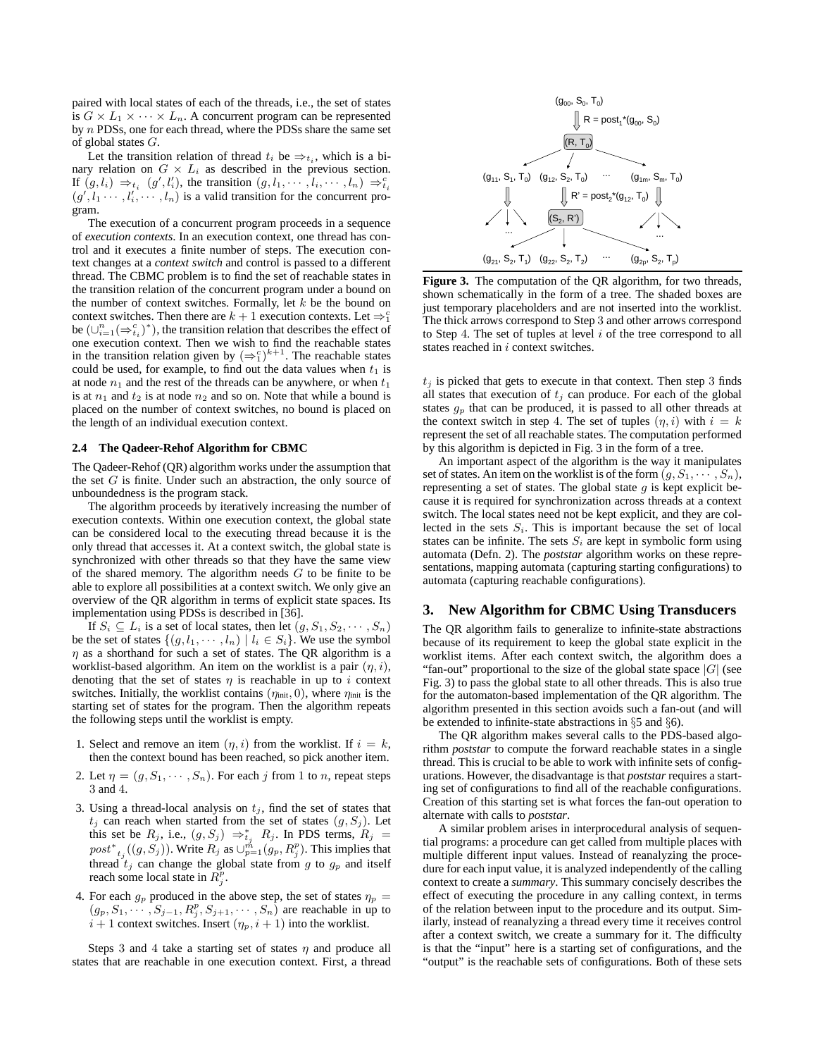paired with local states of each of the threads, i.e., the set of states is $G \times L_1 \times \cdots \times L_n$. A concurrent program can be represented by $n$ PDSs, one for each thread, where the PDSs share the same set of global states $G$.

Let the transition relation of thread $t_i$ be $\Rightarrow_{t_i}$, which is a binary relation on $G \times L_i$ as described in the previous section. If $(g, l_i) \Rightarrow_{t_i} (g', l'_i)$, the transition $(g, l_1, \cdots, l_i, \cdots, l_n) \Rightarrow^c_{t_i} (g', l_1 \cdots, l'_i, \cdots, l_n)$ is a valid transition for the concurrent program.

The execution of a concurrent program proceeds in a sequence of *execution contexts*. In an execution context, one thread has control and it executes a finite number of steps. The execution context changes at a *context switch* and control is passed to a different thread. The CBMC problem is to find the set of reachable states in the transition relation of the concurrent program under a bound on the number of context switches. Formally, let $k$ be the bound on context switches. Then there are $k + 1$ execution contexts. Let $\Rightarrow^c_1$ be $(\cup_{i=1}^n (\Rightarrow^c_{t_i})^*)$, the transition relation that describes the effect of one execution context. Then we wish to find the reachable states in the transition relation given by $(\Rightarrow^c_1)^{k+1}$. The reachable states could be used, for example, to find out the data values when $t_1$ is at node $n_1$ and the rest of the threads can be anywhere, or when $t_1$ is at $n_1$ and $t_2$ is at node $n_2$ and so on. Note that while a bound is placed on the number of context switches, no bound is placed on the length of an individual execution context.

### 2.4 The Qadeer-Rehof Algorithm for CBMC

The Qadeer-Rehof (QR) algorithm works under the assumption that the set $G$ is finite. Under such an abstraction, the only source of unboundedness is the program stack.

The algorithm proceeds by iteratively increasing the number of execution contexts. Within one execution context, the global state can be considered local to the executing thread because it is the only thread that accesses it. At a context switch, the global state is synchronized with other threads so that they have the same view of the shared memory. The algorithm needs $G$ to be finite to be able to explore all possibilities at a context switch. We only give an overview of the QR algorithm in terms of explicit state spaces. Its implementation using PDSs is described in [36].

If $S_i \subseteq L_i$ is a set of local states, then let $(g, S_1, S_2, \cdots, S_n)$ be the set of states $\{(g, l_1, \cdots, l_n) \mid l_i \in S_i\}$. We use the symbol $\eta$ as a shorthand for such a set of states. The QR algorithm is a worklist-based algorithm. An item on the worklist is a pair $(\eta, i)$, denoting that the set of states $\eta$ is reachable in up to $i$ context switches. Initially, the worklist contains $(\eta_{\text{init}}, 0)$, where $\eta_{\text{init}}$ is the starting set of states for the program. Then the algorithm repeats the following steps until the worklist is empty.

1. Select and remove an item $(\eta, i)$ from the worklist. If $i = k$, then the context bound has been reached, so pick another item.
2. Let $\eta = (g, S_1, \cdots, S_n)$. For each $j$ from 1 to $n$, repeat steps 3 and 4.
3. Using a thread-local analysis on $t_j$, find the set of states that $t_j$ can reach when started from the set of states $(g, S_j)$. Let this set be $R_j$, i.e., $(g, S_j) \Rightarrow^*_{t_j} R_j$. In PDS terms, $R_j = post^*_{t_j}((g, S_j))$. Write $R_j$ as $\cup_{p=1}^m (g_p, R^p_j)$. This implies that thread $t_j$ can change the global state from $g$ to $g_p$ and itself reach some local state in $R^p_j$.
4. For each $g_p$ produced in the above step, the set of states $\eta_p = (g_p, S_1, \cdots, S_{j-1}, R^p_j, S_{j+1}, \cdots, S_n)$ are reachable in up to $i + 1$ context switches. Insert $(\eta_p, i + 1)$ into the worklist.

Steps 3 and 4 take a starting set of states $\eta$ and produce all states that are reachable in one execution context. First, a thread $t_j$ is picked that gets to execute in that context. Then step 3 finds all states that execution of $t_j$ can produce. For each of the global states $g_p$ that can be produced, it is passed to all other threads at the context switch in step 4. The set of tuples $(\eta, i)$ with $i = k$ represent the set of all reachable states. The computation performed by this algorithm is depicted in Fig. 3 in the form of a tree.

**Figure 3.** The computation of the QR algorithm, for two threads, shown schematically in the form of a tree. The shaded boxes are just temporary placeholders and are not inserted into the worklist. The thick arrows correspond to Step 3 and other arrows correspond to Step 4. The set of tuples at level $i$ of the tree correspond to all states reached in $i$ context switches.

An important aspect of the algorithm is the way it manipulates set of states. An item on the worklist is of the form $(g, S_1, \cdots, S_n)$, representing a set of states. The global state $g$ is kept explicit because it is required for synchronization across threads at a context switch. The local states need not be kept explicit, and they are collected in the sets $S_i$. This is important because the set of local states can be infinite. The sets $S_i$ are kept in symbolic form using automata (Defn. 2). The *poststar* algorithm works on these representations, mapping automata (capturing starting configurations) to automata (capturing reachable configurations).

## 3. New Algorithm for CBMC Using Transducers

The QR algorithm fails to generalize to infinite-state abstractions because of its requirement to keep the global state explicit in the worklist items. After each context switch, the algorithm does a "fan-out" proportional to the size of the global state space $|G|$ (see Fig. 3) to pass the global state to all other threads. This is also true for the automaton-based implementation of the QR algorithm. The algorithm presented in this section avoids such a fan-out (and will be extended to infinite-state abstractions in §5 and §6).

The QR algorithm makes several calls to the PDS-based algorithm *poststar* to compute the forward reachable states in a single thread. This is crucial to be able to work with infinite sets of configurations. However, the disadvantage is that *poststar* requires a starting set of configurations to find all of the reachable configurations. Creation of this starting set is what forces the fan-out operation to alternate with calls to *poststar*.

A similar problem arises in interprocedural analysis of sequential programs: a procedure can get called from multiple places with multiple different input values. Instead of reanalyzing the procedure for each input value, it is analyzed independently of the calling context to create a *summary*. This summary concisely describes the effect of executing the procedure in any calling context, in terms of the relation between input to the procedure and its output. Similarly, instead of reanalyzing a thread every time it receives control after a context switch, we create a summary for it. The difficulty is that the "input" here is a starting set of configurations, and the "output" is the reachable sets of configurations. Both of these sets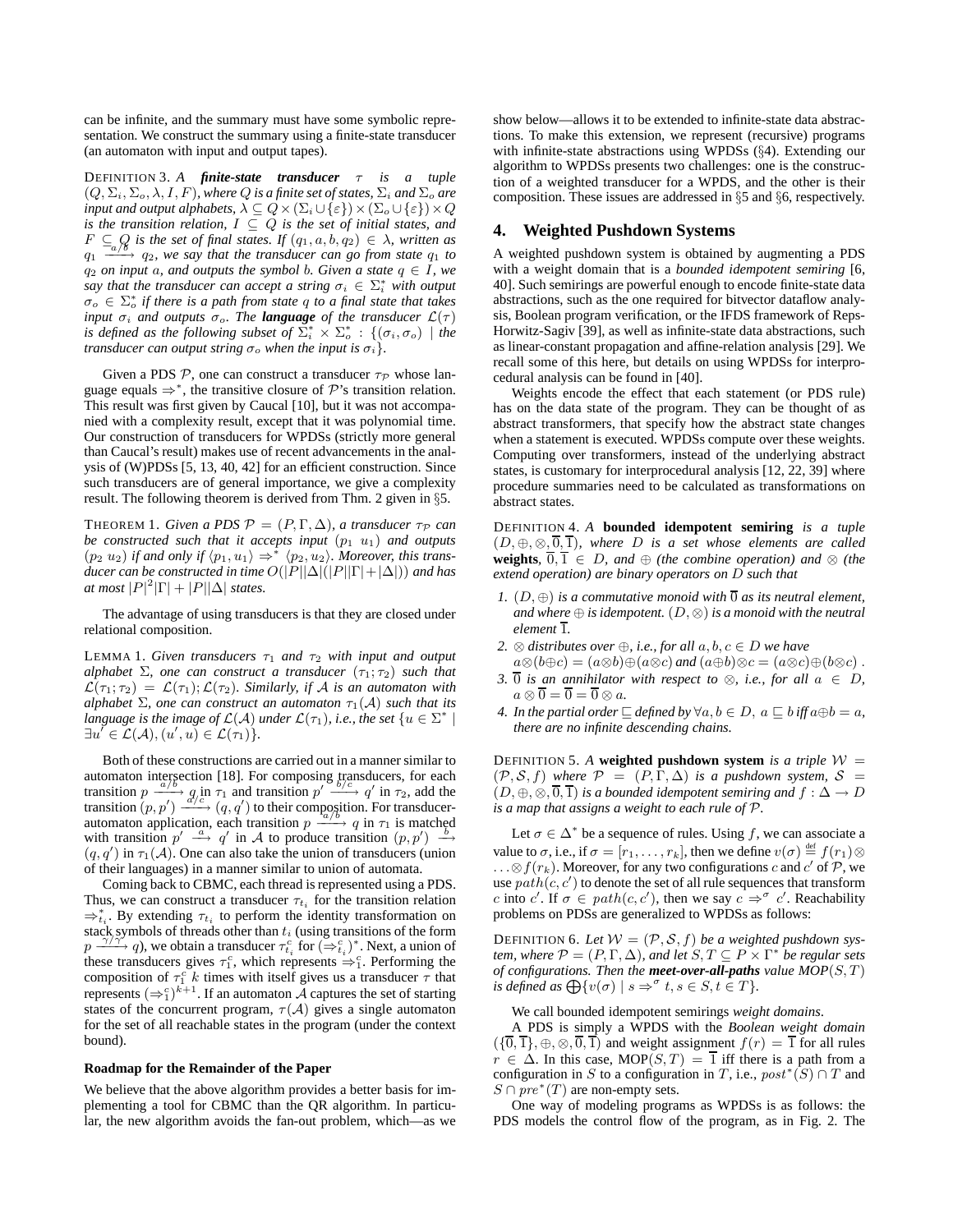can be infinite, and the summary must have some symbolic representation. We construct the summary using a finite-state transducer (an automaton with input and output tapes).

DEFINITION 3. *A **finite-state transducer** $\tau$ is a tuple $(Q, \Sigma_i, \Sigma_o, \lambda, I, F)$, where $Q$ is a finite set of states, $\Sigma_i$ and $\Sigma_o$ are input and output alphabets, $\lambda \subseteq Q \times (\Sigma_i \cup \{\varepsilon\}) \times (\Sigma_o \cup \{\varepsilon\}) \times Q$ is the transition relation, $I \subseteq Q$ is the set of initial states, and $F \subseteq Q$ is the set of final states. If $(q_1, a, b, q_2) \in \lambda$, written as $q_1 \xrightarrow{a/b} q_2$, we say that the transducer can go from state $q_1$ to $q_2$ on input $a$, and outputs the symbol $b$. Given a state $q \in I$, we say that the transducer can accept a string $\sigma_i \in \Sigma_i^*$ with output $\sigma_o \in \Sigma_o^*$ if there is a path from state $q$ to a final state that takes input $\sigma_i$ and outputs $\sigma_o$. The **language** of the transducer $\mathcal{L}(\tau)$ is defined as the following subset of $\Sigma_i^* \times \Sigma_o^*$ : $\{(\sigma_i, \sigma_o) \mid$ the transducer can output string $\sigma_o$ when the input is $\sigma_i\}$.*

Given a PDS $\mathcal{P}$, one can construct a transducer $\tau_{\mathcal{P}}$ whose language equals $\Rightarrow^*$, the transitive closure of $\mathcal{P}$'s transition relation. This result was first given by Caucal [10], but it was not accompanied with a complexity result, except that it was polynomial time. Our construction of transducers for WPDSs (strictly more general than Caucal's result) makes use of recent advancements in the analysis of (W)PDSs [5, 13, 40, 42] for an efficient construction. Since such transducers are of general importance, we give a complexity result. The following theorem is derived from Thm. 2 given in §5.

THEOREM 1. *Given a PDS $\mathcal{P} = (P, \Gamma, \Delta)$, a transducer $\tau_{\mathcal{P}}$ can be constructed such that it accepts input $(p_1\ u_1)$ and outputs $(p_2\ u_2)$ if and only if $\langle p_1, u_1\rangle \Rightarrow^* \langle p_2, u_2\rangle$. Moreover, this transducer can be constructed in time $O(|P||\Delta|(|P||\Gamma| + |\Delta|))$ and has at most $|P|^2|\Gamma| + |P||\Delta|$ states.*

The advantage of using transducers is that they are closed under relational composition.

LEMMA 1. *Given transducers $\tau_1$ and $\tau_2$ with input and output alphabet $\Sigma$, one can construct a transducer $(\tau_1; \tau_2)$ such that $\mathcal{L}(\tau_1; \tau_2) = \mathcal{L}(\tau_1); \mathcal{L}(\tau_2)$. Similarly, if $\mathcal{A}$ is an automaton with alphabet $\Sigma$, one can construct an automaton $\tau_1(\mathcal{A})$ such that its language is the image of $\mathcal{L}(\mathcal{A})$ under $\mathcal{L}(\tau_1)$, i.e., the set $\{u \in \Sigma^* \mid \exists u' \in \mathcal{L}(\mathcal{A}), (u', u) \in \mathcal{L}(\tau_1)\}$.*

Both of these constructions are carried out in a manner similar to automaton intersection [18]. For composing transducers, for each transition $p \xrightarrow{a/b} q$ in $\tau_1$ and transition $p' \xrightarrow{b/c} q'$ in $\tau_2$, add the transition $(p, p') \xrightarrow{a/c} (q, q')$ to their composition. For transducer-automaton application, each transition $p \xrightarrow{a/b} q$ in $\tau_1$ is matched with transition $p' \xrightarrow{a} q'$ in $\mathcal{A}$ to produce transition $(p, p') \xrightarrow{b} (q, q')$ in $\tau_1(\mathcal{A})$. One can also take the union of transducers (union of their languages) in a manner similar to union of automata.

Coming back to CBMC, each thread is represented using a PDS. Thus, we can construct a transducer $\tau_{t_i}$ for the transition relation $\Rightarrow_{t_i}^*$. By extending $\tau_{t_i}$ to perform the identity transformation on stack symbols of threads other than $t_i$ (using transitions of the form $p \xrightarrow{\gamma/\gamma} q$), we obtain a transducer $\tau_{t_i}^c$ for $(\Rightarrow_{t_i}^c)^*$. Next, a union of these transducers gives $\tau_1^c$, which represents $\Rightarrow_1^c$. Performing the composition of $\tau_1^c$ $k$ times with itself gives us a transducer $\tau$ that represents $(\Rightarrow_1^c)^{k+1}$. If an automaton $\mathcal{A}$ captures the set of starting states of the concurrent program, $\tau(\mathcal{A})$ gives a single automaton for the set of all reachable states in the program (under the context bound).

**Roadmap for the Remainder of the Paper**

We believe that the above algorithm provides a better basis for implementing a tool for CBMC than the QR algorithm. In particular, the new algorithm avoids the fan-out problem, which—as we show below—allows it to be extended to infinite-state data abstractions. To make this extension, we represent (recursive) programs with infinite-state abstractions using WPDSs (§4). Extending our algorithm to WPDSs presents two challenges: one is the construction of a weighted transducer for a WPDS, and the other is their composition. These issues are addressed in §5 and §6, respectively.

## 4. Weighted Pushdown Systems

A weighted pushdown system is obtained by augmenting a PDS with a weight domain that is a *bounded idempotent semiring* [6, 40]. Such semirings are powerful enough to encode finite-state data abstractions, such as the one required for bitvector dataflow analysis, Boolean program verification, or the IFDS framework of Reps-Horwitz-Sagiv [39], as well as infinite-state data abstractions, such as linear-constant propagation and affine-relation analysis [29]. We recall some of this here, but details on using WPDSs for interprocedural analysis can be found in [40].

Weights encode the effect that each statement (or PDS rule) has on the data state of the program. They can be thought of as abstract transformers, that specify how the abstract state changes when a statement is executed. WPDSs compute over these weights. Computing over transformers, instead of the underlying abstract states, is customary for interprocedural analysis [12, 22, 39] where procedure summaries need to be calculated as transformations on abstract states.

DEFINITION 4. *A **bounded idempotent semiring** is a tuple $(D, \oplus, \otimes, \overline{0}, \overline{1})$, where $D$ is a set whose elements are called **weights**, $\overline{0}, \overline{1} \in D$, and $\oplus$ (the combine operation) and $\otimes$ (the extend operation) are binary operators on $D$ such that*

1. *$(D, \oplus)$ is a commutative monoid with $\overline{0}$ as its neutral element, and where $\oplus$ is idempotent. $(D, \otimes)$ is a monoid with the neutral element $\overline{1}$.*
2. *$\otimes$ distributes over $\oplus$, i.e., for all $a, b, c \in D$ we have $a \otimes (b \oplus c) = (a \otimes b) \oplus (a \otimes c)$ and $(a \oplus b) \otimes c = (a \otimes c) \oplus (b \otimes c)$ .*
3. *$\overline{0}$ is an annihilator with respect to $\otimes$, i.e., for all $a \in D$, $a \otimes \overline{0} = \overline{0} = \overline{0} \otimes a$.*
4. *In the partial order $\sqsubseteq$ defined by $\forall a, b \in D,\ a \sqsubseteq b$ iff $a \oplus b = a$, there are no infinite descending chains.*

DEFINITION 5. *A **weighted pushdown system** is a triple $\mathcal{W} = (\mathcal{P}, \mathcal{S}, f)$ where $\mathcal{P} = (P, \Gamma, \Delta)$ is a pushdown system, $\mathcal{S} = (D, \oplus, \otimes, \overline{0}, \overline{1})$ is a bounded idempotent semiring and $f : \Delta \to D$ is a map that assigns a weight to each rule of $\mathcal{P}$.*

Let $\sigma \in \Delta^*$ be a sequence of rules. Using $f$, we can associate a value to $\sigma$, i.e., if $\sigma = [r_1, \ldots, r_k]$, then we define $v(\sigma) \stackrel{\text{def}}{=} f(r_1) \otimes \ldots \otimes f(r_k)$. Moreover, for any two configurations $c$ and $c'$ of $\mathcal{P}$, we use $path(c, c')$ to denote the set of all rule sequences that transform $c$ into $c'$. If $\sigma \in path(c, c')$, then we say $c \Rightarrow^\sigma c'$. Reachability problems on PDSs are generalized to WPDSs as follows:

DEFINITION 6. *Let $\mathcal{W} = (\mathcal{P}, \mathcal{S}, f)$ be a weighted pushdown system, where $\mathcal{P} = (P, \Gamma, \Delta)$, and let $S, T \subseteq P \times \Gamma^*$ be regular sets of configurations. Then the **meet-over-all-paths** value $MOP(S, T)$ is defined as $\bigoplus\{v(\sigma) \mid s \Rightarrow^\sigma t, s \in S, t \in T\}$.*

We call bounded idempotent semirings *weight domains*.

A PDS is simply a WPDS with the *Boolean weight domain* $(\{\overline{0}, \overline{1}\}, \oplus, \otimes, \overline{0}, \overline{1})$ and weight assignment $f(r) = \overline{1}$ for all rules $r \in \Delta$. In this case, $\text{MOP}(S, T) = \overline{1}$ iff there is a path from a configuration in $S$ to a configuration in $T$, i.e., $post^*(S) \cap T$ and $S \cap pre^*(T)$ are non-empty sets.

One way of modeling programs as WPDSs is as follows: the PDS models the control flow of the program, as in Fig. 2. The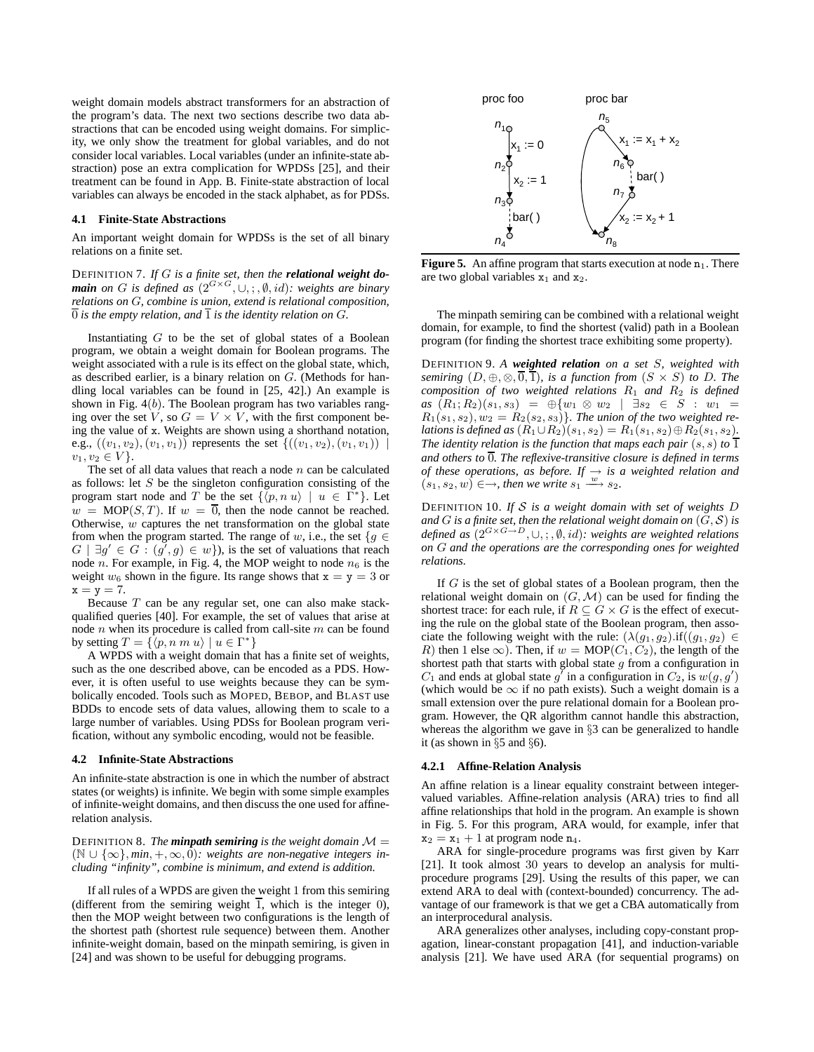weight domain models abstract transformers for an abstraction of the program's data. The next two sections describe two data abstractions that can be encoded using weight domains. For simplicity, we only show the treatment for global variables, and do not consider local variables. Local variables (under an infinite-state abstraction) pose an extra complication for WPDSs [25], and their treatment can be found in App. B. Finite-state abstraction of local variables can always be encoded in the stack alphabet, as for PDSs.

### 4.1 Finite-State Abstractions

An important weight domain for WPDSs is the set of all binary relations on a finite set.

DEFINITION 7. *If $G$ is a finite set, then the* ***relational weight domain*** *on $G$ is defined as $(2^{G\times G}, \cup, ;, \emptyset, id)$: weights are binary relations on $G$, combine is union, extend is relational composition, $\overline{0}$ is the empty relation, and $\overline{1}$ is the identity relation on $G$.*

Instantiating $G$ to be the set of global states of a Boolean program, we obtain a weight domain for Boolean programs. The weight associated with a rule is its effect on the global state, which, as described earlier, is a binary relation on $G$. (Methods for handling local variables can be found in [25, 42].) An example is shown in Fig. 4$(b)$. The Boolean program has two variables ranging over the set $V$, so $G = V \times V$, with the first component being the value of x. Weights are shown using a shorthand notation, e.g., $((v_1, v_2), (v_1, v_1))$ represents the set $\{((v_1, v_2), (v_1, v_1)) \mid v_1, v_2 \in V\}$.

The set of all data values that reach a node $n$ can be calculated as follows: let $S$ be the singleton configuration consisting of the program start node and $T$ be the set $\{\langle p, n\ u\rangle \mid u \in \Gamma^*\}$. Let $w = \text{MOP}(S, T)$. If $w = \overline{0}$, then the node cannot be reached. Otherwise, $w$ captures the net transformation on the global state from when the program started. The range of $w$, i.e., the set $\{g \in G \mid \exists g' \in G : (g', g) \in w\}$), is the set of valuations that reach node $n$. For example, in Fig. 4, the MOP weight to node $n_6$ is the weight $w_6$ shown in the figure. Its range shows that $\mathtt{x} = \mathtt{y} = 3$ or $\mathtt{x} = \mathtt{y} = 7$.

Because $T$ can be any regular set, one can also make stack-qualified queries [40]. For example, the set of values that arise at node $n$ when its procedure is called from call-site $m$ can be found by setting $T = \{\langle p, n\ m\ u\rangle \mid u \in \Gamma^*\}$

A WPDS with a weight domain that has a finite set of weights, such as the one described above, can be encoded as a PDS. However, it is often useful to use weights because they can be symbolically encoded. Tools such as MOPED, BEBOP, and BLAST use BDDs to encode sets of data values, allowing them to scale to a large number of variables. Using PDSs for Boolean program verification, without any symbolic encoding, would not be feasible.

### 4.2 Infinite-State Abstractions

An infinite-state abstraction is one in which the number of abstract states (or weights) is infinite. We begin with some simple examples of infinite-weight domains, and then discuss the one used for affine-relation analysis.

DEFINITION 8. *The* ***minpath semiring*** *is the weight domain $\mathcal{M} = (\mathbb{N} \cup \{\infty\}, min, +, \infty, 0)$: weights are non-negative integers including "infinity", combine is minimum, and extend is addition.*

If all rules of a WPDS are given the weight 1 from this semiring (different from the semiring weight $\overline{1}$, which is the integer 0), then the MOP weight between two configurations is the length of the shortest path (shortest rule sequence) between them. Another infinite-weight domain, based on the minpath semiring, is given in [24] and was shown to be useful for debugging programs.

**Figure 5.** An affine program that starts execution at node $\mathtt{n}_1$. There are two global variables $\mathtt{x}_1$ and $\mathtt{x}_2$.

The minpath semiring can be combined with a relational weight domain, for example, to find the shortest (valid) path in a Boolean program (for finding the shortest trace exhibiting some property).

DEFINITION 9. *A* ***weighted relation*** *on a set $S$, weighted with semiring $(D, \oplus, \otimes, \overline{0}, \overline{1})$, is a function from $(S \times S)$ to $D$. The composition of two weighted relations $R_1$ and $R_2$ is defined as $(R_1; R_2)(s_1, s_3) = \oplus\{w_1 \otimes w_2 \mid \exists s_2 \in S : w_1 = R_1(s_1, s_2), w_2 = R_2(s_2, s_3)\}$. The union of the two weighted relations is defined as $(R_1 \cup R_2)(s_1, s_2) = R_1(s_1, s_2) \oplus R_2(s_1, s_2)$. The identity relation is the function that maps each pair $(s, s)$ to $\overline{1}$ and others to $\overline{0}$. The reflexive-transitive closure is defined in terms of these operations, as before. If $\rightarrow$ is a weighted relation and $(s_1, s_2, w) \in \rightarrow$, then we write $s_1 \xrightarrow{w} s_2$.*

DEFINITION 10. *If $\mathcal{S}$ is a weight domain with set of weights $D$ and $G$ is a finite set, then the relational weight domain on $(G, \mathcal{S})$ is defined as $(2^{G\times G\rightarrow D}, \cup, ;, \emptyset, id)$: weights are weighted relations on $G$ and the operations are the corresponding ones for weighted relations.*

If $G$ is the set of global states of a Boolean program, then the relational weight domain on $(G, \mathcal{M})$ can be used for finding the shortest trace: for each rule, if $R \subseteq G \times G$ is the effect of executing the rule on the global state of the Boolean program, then associate the following weight with the rule: $(\lambda(g_1, g_2).\text{if}((g_1, g_2) \in R)$ then 1 else $\infty)$. Then, if $w = \text{MOP}(C_1, C_2)$, the length of the shortest path that starts with global state $g$ from a configuration in $C_1$ and ends at global state $g'$ in a configuration in $C_2$, is $w(g, g')$ (which would be $\infty$ if no path exists). Such a weight domain is a small extension over the pure relational domain for a Boolean program. However, the QR algorithm cannot handle this abstraction, whereas the algorithm we gave in §3 can be generalized to handle it (as shown in §5 and §6).

#### 4.2.1 Affine-Relation Analysis

An affine relation is a linear equality constraint between integer-valued variables. Affine-relation analysis (ARA) tries to find all affine relationships that hold in the program. An example is shown in Fig. 5. For this program, ARA would, for example, infer that $\mathtt{x}_2 = \mathtt{x}_1 + 1$ at program node $\mathtt{n}_4$.

ARA for single-procedure programs was first given by Karr [21]. It took almost 30 years to develop an analysis for multi-procedure programs [29]. Using the results of this paper, we can extend ARA to deal with (context-bounded) concurrency. The advantage of our framework is that we get a CBA automatically from an interprocedural analysis.

ARA generalizes other analyses, including copy-constant propagation, linear-constant propagation [41], and induction-variable analysis [21]. We have used ARA (for sequential programs) on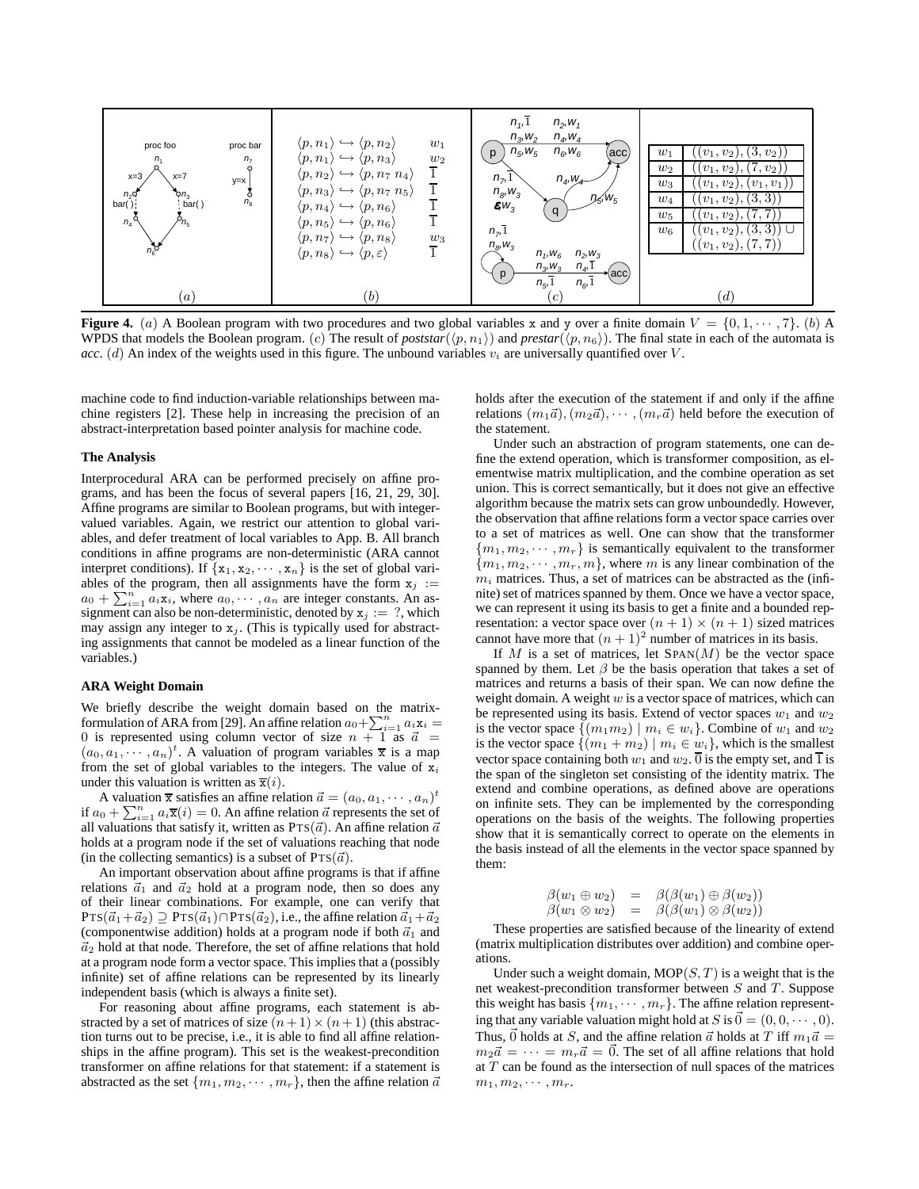| $\langle p, n_1 \rangle \hookrightarrow \langle p, n_2 \rangle$ | $w_1$ |
| --- | --- |
| $\langle p, n_1 \rangle \hookrightarrow \langle p, n_3 \rangle$ | $w_2$ |
| $\langle p, n_2 \rangle \hookrightarrow \langle p, n_7\ n_4 \rangle$ | $\overline{1}$ |
| $\langle p, n_3 \rangle \hookrightarrow \langle p, n_7\ n_5 \rangle$ | $\overline{1}$ |
| $\langle p, n_4 \rangle \hookrightarrow \langle p, n_6 \rangle$ | $\overline{1}$ |
| $\langle p, n_5 \rangle \hookrightarrow \langle p, n_6 \rangle$ | $\overline{1}$ |
| $\langle p, n_7 \rangle \hookrightarrow \langle p, n_8 \rangle$ | $w_3$ |
| $\langle p, n_8 \rangle \hookrightarrow \langle p, \varepsilon \rangle$ | $\overline{1}$ |

| | |
| --- | --- |
| $w_1$ | $((v_1, v_2), (3, v_2))$ |
| $w_2$ | $((v_1, v_2), (7, v_2))$ |
| $w_3$ | $((v_1, v_2), (v_1, v_1))$ |
| $w_4$ | $((v_1, v_2), (3, 3))$ |
| $w_5$ | $((v_1, v_2), (7, 7))$ |
| $w_6$ | $((v_1, v_2), (3, 3)) \cup ((v_1, v_2), (7, 7))$ |

**Figure 4.** $(a)$ A Boolean program with two procedures and two global variables x and y over a finite domain $V = \{0, 1, \cdots, 7\}$. $(b)$ A WPDS that models the Boolean program. $(c)$ The result of *poststar*$(\langle p, n_1 \rangle)$ and *prestar*$(\langle p, n_6 \rangle)$. The final state in each of the automata is *acc*. $(d)$ An index of the weights used in this figure. The unbound variables $v_i$ are universally quantified over $V$.

machine code to find induction-variable relationships between machine registers [2]. These help in increasing the precision of an abstract-interpretation based pointer analysis for machine code.

**The Analysis**

Interprocedural ARA can be performed precisely on affine programs, and has been the focus of several papers [16, 21, 29, 30]. Affine programs are similar to Boolean programs, but with integer-valued variables. Again, we restrict our attention to global variables, and defer treatment of local variables to App. B. All branch conditions in affine programs are non-deterministic (ARA cannot interpret conditions). If $\{x_1, x_2, \cdots, x_n\}$ is the set of global variables of the program, then all assignments have the form $x_j := a_0 + \sum_{i=1}^{n} a_i x_i$, where $a_0, \cdots, a_n$ are integer constants. An assignment can also be non-deterministic, denoted by $x_j := ?$, which may assign any integer to $x_j$. (This is typically used for abstracting assignments that cannot be modeled as a linear function of the variables.)

**ARA Weight Domain**

We briefly describe the weight domain based on the matrix-formulation of ARA from [29]. An affine relation $a_0 + \sum_{i=1}^{n} a_i x_i = 0$ is represented using column vector of size $n+1$ as $\vec{a} = (a_0, a_1, \cdots, a_n)^t$. A valuation of program variables $\overline{x}$ is a map from the set of global variables to the integers. The value of $x_i$ under this valuation is written as $\overline{x}(i)$.

A valuation $\overline{x}$ satisfies an affine relation $\vec{a} = (a_0, a_1, \cdots, a_n)^t$ if $a_0 + \sum_{i=1}^{n} a_i \overline{x}(i) = 0$. An affine relation $\vec{a}$ represents the set of all valuations that satisfy it, written as $\textsc{Pts}(\vec{a})$. An affine relation $\vec{a}$ holds at a program node if the set of valuations reaching that node (in the collecting semantics) is a subset of $\textsc{Pts}(\vec{a})$.

An important observation about affine programs is that if affine relations $\vec{a}_1$ and $\vec{a}_2$ hold at a program node, then so does any of their linear combinations. For example, one can verify that $\textsc{Pts}(\vec{a}_1 + \vec{a}_2) \supseteq \textsc{Pts}(\vec{a}_1) \cap \textsc{Pts}(\vec{a}_2)$, i.e., the affine relation $\vec{a}_1 + \vec{a}_2$ (componentwise addition) holds at a program node if both $\vec{a}_1$ and $\vec{a}_2$ hold at that node. Therefore, the set of affine relations that hold at a program node form a vector space. This implies that a (possibly infinite) set of affine relations can be represented by its linearly independent basis (which is always a finite set).

For reasoning about affine programs, each statement is abstracted by a set of matrices of size $(n+1) \times (n+1)$ (this abstraction turns out to be precise, i.e., it is able to find all affine relationships in the affine program). This set is the weakest-precondition transformer on affine relations for that statement: if a statement is abstracted as the set $\{m_1, m_2, \cdots, m_r\}$, then the affine relation $\vec{a}$ holds after the execution of the statement if and only if the affine relations $(m_1\vec{a}), (m_2\vec{a}), \cdots, (m_r\vec{a})$ held before the execution of the statement.

Under such an abstraction of program statements, one can define the extend operation, which is transformer composition, as elementwise matrix multiplication, and the combine operation as set union. This is correct semantically, but it does not give an effective algorithm because the matrix sets can grow unboundedly. However, the observation that affine relations form a vector space carries over to a set of matrices as well. One can show that the transformer $\{m_1, m_2, \cdots, m_r\}$ is semantically equivalent to the transformer $\{m_1, m_2, \cdots, m_r, m\}$, where $m$ is any linear combination of the $m_i$ matrices. Thus, a set of matrices can be abstracted as the (infinite) set of matrices spanned by them. Once we have a vector space, we can represent it using its basis to get a finite and a bounded representation: a vector space over $(n+1) \times (n+1)$ sized matrices cannot have more that $(n+1)^2$ number of matrices in its basis.

If $M$ is a set of matrices, let $\textsc{Span}(M)$ be the vector space spanned by them. Let $\beta$ be the basis operation that takes a set of matrices and returns a basis of their span. We can now define the weight domain. A weight $w$ is a vector space of matrices, which can be represented using its basis. Extend of vector spaces $w_1$ and $w_2$ is the vector space $\{(m_1 m_2) \mid m_i \in w_i\}$. Combine of $w_1$ and $w_2$ is the vector space $\{(m_1 + m_2) \mid m_i \in w_i\}$, which is the smallest vector space containing both $w_1$ and $w_2$. $\overline{0}$ is the empty set, and $\overline{1}$ is the span of the singleton set consisting of the identity matrix. The extend and combine operations, as defined above are operations on infinite sets. They can be implemented by the corresponding operations on the basis of the weights. The following properties show that it is semantically correct to operate on the elements in the basis instead of all the elements in the vector space spanned by them:

$$\beta(w_1 \oplus w_2) = \beta(\beta(w_1) \oplus \beta(w_2))$$
$$\beta(w_1 \otimes w_2) = \beta(\beta(w_1) \otimes \beta(w_2))$$

These properties are satisfied because of the linearity of extend (matrix multiplication distributes over addition) and combine operations.

Under such a weight domain, $\text{MOP}(S, T)$ is a weight that is the net weakest-precondition transformer between $S$ and $T$. Suppose this weight has basis $\{m_1, \cdots, m_r\}$. The affine relation representing that any variable valuation might hold at $S$ is $\vec{0} = (0, 0, \cdots, 0)$. Thus, $\vec{0}$ holds at $S$, and the affine relation $\vec{a}$ holds at $T$ iff $m_1\vec{a} = m_2\vec{a} = \cdots = m_r\vec{a} = \vec{0}$. The set of all affine relations that hold at $T$ can be found as the intersection of null spaces of the matrices $m_1, m_2, \cdots, m_r$.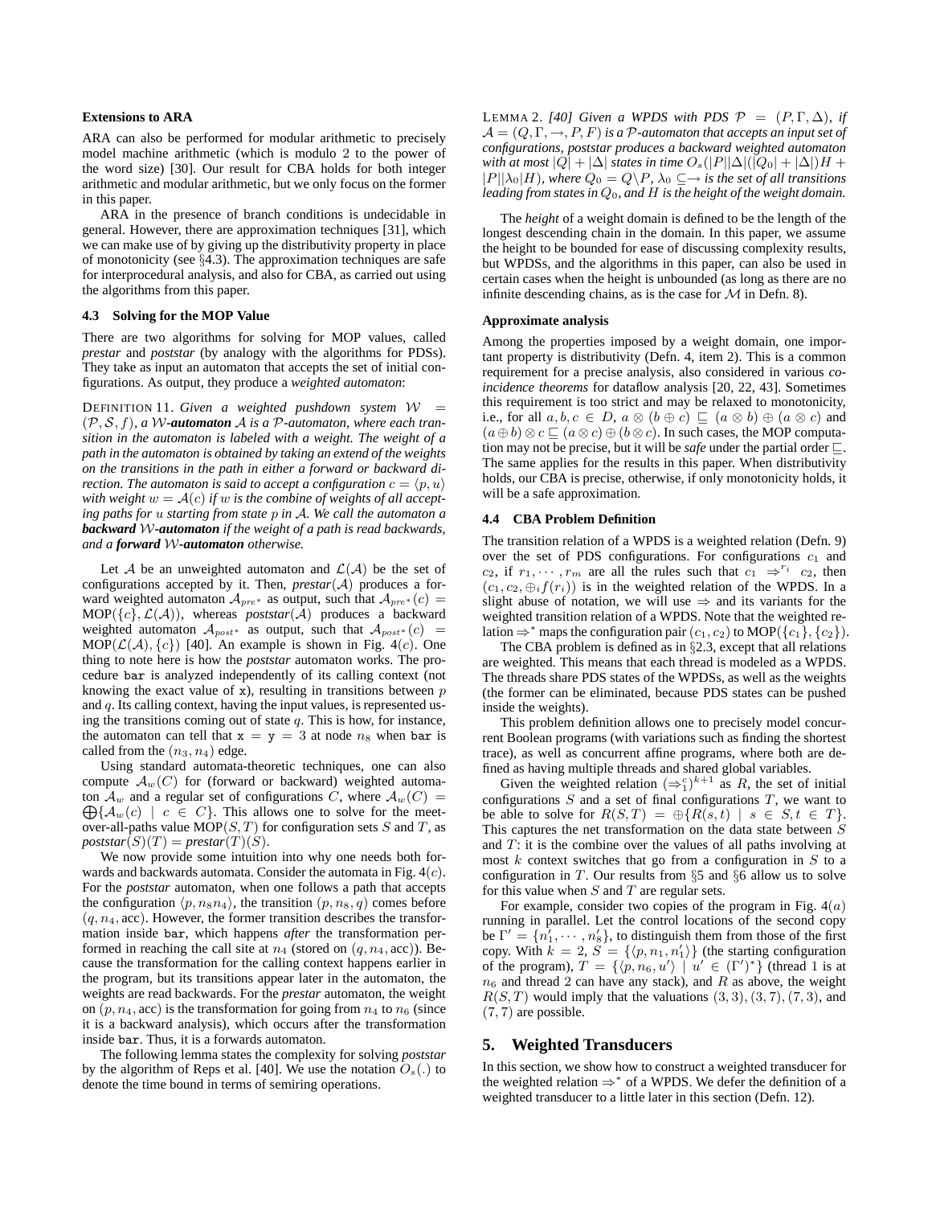**Extensions to ARA**

ARA can also be performed for modular arithmetic to precisely model machine arithmetic (which is modulo 2 to the power of the word size) [30]. Our result for CBA holds for both integer arithmetic and modular arithmetic, but we only focus on the former in this paper.

ARA in the presence of branch conditions is undecidable in general. However, there are approximation techniques [31], which we can make use of by giving up the distributivity property in place of monotonicity (see §4.3). The approximation techniques are safe for interprocedural analysis, and also for CBA, as carried out using the algorithms from this paper.

### 4.3 Solving for the MOP Value

There are two algorithms for solving for MOP values, called *prestar* and *poststar* (by analogy with the algorithms for PDSs). They take as input an automaton that accepts the set of initial configurations. As output, they produce a *weighted automaton*:

DEFINITION 11. *Given a weighted pushdown system $\mathcal{W} = (\mathcal{P}, \mathcal{S}, f)$, a $\mathcal{W}$-**automaton** $\mathcal{A}$ is a $\mathcal{P}$-automaton, where each transition in the automaton is labeled with a weight. The weight of a path in the automaton is obtained by taking an extend of the weights on the transitions in the path in either a forward or backward direction. The automaton is said to accept a configuration $c = \langle p, u \rangle$ with weight $w = \mathcal{A}(c)$ if $w$ is the combine of weights of all accepting paths for $u$ starting from state $p$ in $\mathcal{A}$. We call the automaton a **backward** $\mathcal{W}$-**automaton** if the weight of a path is read backwards, and a **forward** $\mathcal{W}$-**automaton** otherwise.*

Let $\mathcal{A}$ be an unweighted automaton and $\mathcal{L}(\mathcal{A})$ be the set of configurations accepted by it. Then, *prestar*($\mathcal{A}$) produces a forward weighted automaton $\mathcal{A}_{pre^*}$ as output, such that $\mathcal{A}_{pre^*}(c) = \text{MOP}(\{c\}, \mathcal{L}(\mathcal{A}))$, whereas *poststar*($\mathcal{A}$) produces a backward weighted automaton $\mathcal{A}_{post^*}$ as output, such that $\mathcal{A}_{post^*}(c) = \text{MOP}(\mathcal{L}(\mathcal{A}), \{c\})$ [40]. An example is shown in Fig. 4($c$). One thing to note here is how the *poststar* automaton works. The procedure `bar` is analyzed independently of its calling context (not knowing the exact value of `x`), resulting in transitions between $p$ and $q$. Its calling context, having the input values, is represented using the transitions coming out of state $q$. This is how, for instance, the automaton can tell that `x = y = 3` at node $n_8$ when `bar` is called from the $(n_3, n_4)$ edge.

Using standard automata-theoretic techniques, one can also compute $\mathcal{A}_w(C)$ for (forward or backward) weighted automaton $\mathcal{A}_w$ and a regular set of configurations $C$, where $\mathcal{A}_w(C) = \bigoplus\{\mathcal{A}_w(c) \mid c \in C\}$. This allows one to solve for the meet-over-all-paths value MOP($S, T$) for configuration sets $S$ and $T$, as *poststar*$(S)(T) =$ *prestar*$(T)(S)$.

We now provide some intuition into why one needs both forwards and backwards automata. Consider the automata in Fig. 4($c$). For the *poststar* automaton, when one follows a path that accepts the configuration $\langle p, n_8 n_4 \rangle$, the transition $(p, n_8, q)$ comes before $(q, n_4, \text{acc})$. However, the former transition describes the transformation inside `bar`, which happens *after* the transformation performed in reaching the call site at $n_4$ (stored on $(q, n_4, \text{acc})$). Because the transformation for the calling context happens earlier in the program, but its transitions appear later in the automaton, the weights are read backwards. For the *prestar* automaton, the weight on $(p, n_4, \text{acc})$ is the transformation for going from $n_4$ to $n_6$ (since it is a backward analysis), which occurs after the transformation inside `bar`. Thus, it is a forwards automaton.

The following lemma states the complexity for solving *poststar* by the algorithm of Reps et al. [40]. We use the notation $O_s(.)$ to denote the time bound in terms of semiring operations.

LEMMA 2. *[40] Given a WPDS with PDS $\mathcal{P} = (P, \Gamma, \Delta)$, if $\mathcal{A} = (Q, \Gamma, \rightarrow, P, F)$ is a $\mathcal{P}$-automaton that accepts an input set of configurations, poststar produces a backward weighted automaton with at most $|Q| + |\Delta|$ states in time $O_s(|P||\Delta|(|Q_0| + |\Delta|)H + |P||\lambda_0|H)$, where $Q_0 = Q \backslash P$, $\lambda_0 \subseteq \rightarrow$ is the set of all transitions leading from states in $Q_0$, and $H$ is the height of the weight domain.*

The *height* of a weight domain is defined to be the length of the longest descending chain in the domain. In this paper, we assume the height to be bounded for ease of discussing complexity results, but WPDSs, and the algorithms in this paper, can also be used in certain cases when the height is unbounded (as long as there are no infinite descending chains, as is the case for $\mathcal{M}$ in Defn. 8).

**Approximate analysis**

Among the properties imposed by a weight domain, one important property is distributivity (Defn. 4, item 2). This is a common requirement for a precise analysis, also considered in various *coincidence theorems* for dataflow analysis [20, 22, 43]. Sometimes this requirement is too strict and may be relaxed to monotonicity, i.e., for all $a, b, c \in D$, $a \otimes (b \oplus c) \sqsubseteq (a \otimes b) \oplus (a \otimes c)$ and $(a \oplus b) \otimes c \sqsubseteq (a \otimes c) \oplus (b \otimes c)$. In such cases, the MOP computation may not be precise, but it will be *safe* under the partial order $\sqsubseteq$. The same applies for the results in this paper. When distributivity holds, our CBA is precise, otherwise, if only monotonicity holds, it will be a safe approximation.

### 4.4 CBA Problem Definition

The transition relation of a WPDS is a weighted relation (Defn. 9) over the set of PDS configurations. For configurations $c_1$ and $c_2$, if $r_1, \cdots, r_m$ are all the rules such that $c_1 \Rightarrow^{r_i} c_2$, then $(c_1, c_2, \oplus_i f(r_i))$ is in the weighted relation of the WPDS. In a slight abuse of notation, we will use $\Rightarrow$ and its variants for the weighted transition relation of a WPDS. Note that the weighted relation $\Rightarrow^*$ maps the configuration pair $(c_1, c_2)$ to MOP($\{c_1\}, \{c_2\}$).

The CBA problem is defined as in §2.3, except that all relations are weighted. This means that each thread is modeled as a WPDS. The threads share PDS states of the WPDSs, as well as the weights (the former can be eliminated, because PDS states can be pushed inside the weights).

This problem definition allows one to precisely model concurrent Boolean programs (with variations such as finding the shortest trace), as well as concurrent affine programs, where both are defined as having multiple threads and shared global variables.

Given the weighted relation $(\Rightarrow_1^c)^{k+1}$ as $R$, the set of initial configurations $S$ and a set of final configurations $T$, we want to be able to solve for $R(S, T) = \oplus\{R(s, t) \mid s \in S, t \in T\}$. This captures the net transformation on the data state between $S$ and $T$: it is the combine over the values of all paths involving at most $k$ context switches that go from a configuration in $S$ to a configuration in $T$. Our results from §5 and §6 allow us to solve for this value when $S$ and $T$ are regular sets.

For example, consider two copies of the program in Fig. 4($a$) running in parallel. Let the control locations of the second copy be $\Gamma' = \{n_1', \cdots, n_8'\}$, to distinguish them from those of the first copy. With $k = 2$, $S = \{\langle p, n_1, n_1' \rangle\}$ (the starting configuration of the program), $T = \{\langle p, n_6, u' \rangle \mid u' \in (\Gamma')^*\}$ (thread 1 is at $n_6$ and thread 2 can have any stack), and $R$ as above, the weight $R(S, T)$ would imply that the valuations $(3, 3)$, $(3, 7)$, $(7, 3)$, and $(7, 7)$ are possible.

## 5. Weighted Transducers

In this section, we show how to construct a weighted transducer for the weighted relation $\Rightarrow^*$ of a WPDS. We defer the definition of a weighted transducer to a little later in this section (Defn. 12).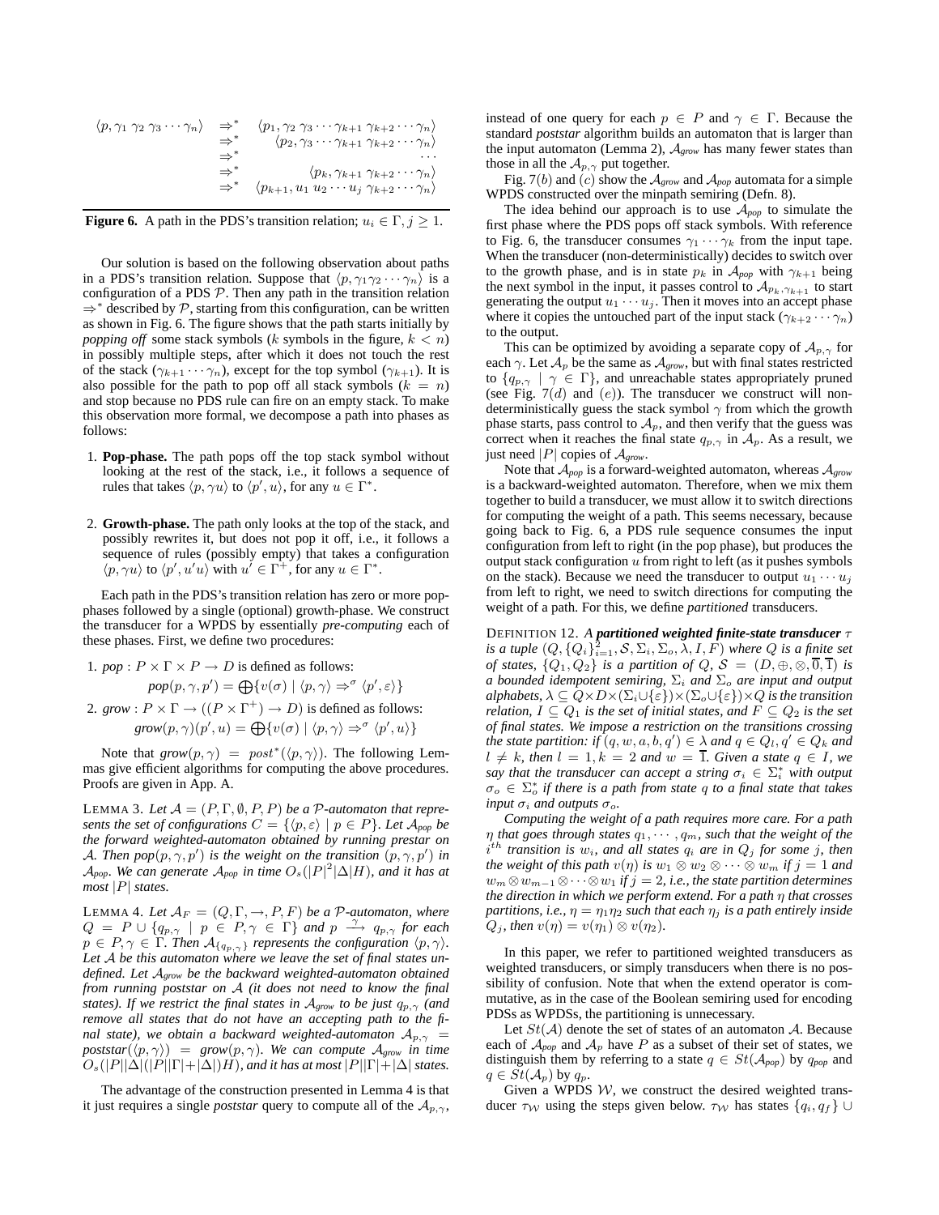$$
\begin{array}{rrr}
\langle p, \gamma_1\ \gamma_2\ \gamma_3 \cdots \gamma_n \rangle & \Rightarrow^* & \langle p_1, \gamma_2\ \gamma_3 \cdots \gamma_{k+1}\ \gamma_{k+2} \cdots \gamma_n \rangle \\
& \Rightarrow^* & \langle p_2, \gamma_3 \cdots \gamma_{k+1}\ \gamma_{k+2} \cdots \gamma_n \rangle \\
& \Rightarrow^* & \cdots \\
& \Rightarrow^* & \langle p_k, \gamma_{k+1}\ \gamma_{k+2} \cdots \gamma_n \rangle \\
& \Rightarrow^* & \langle p_{k+1}, u_1\ u_2 \cdots u_j\ \gamma_{k+2} \cdots \gamma_n \rangle
\end{array}
$$

**Figure 6.** A path in the PDS's transition relation; $u_i \in \Gamma, j \geq 1$.

Our solution is based on the following observation about paths in a PDS's transition relation. Suppose that $\langle p, \gamma_1\gamma_2 \cdots \gamma_n \rangle$ is a configuration of a PDS $\mathcal{P}$. Then any path in the transition relation $\Rightarrow^*$ described by $\mathcal{P}$, starting from this configuration, can be written as shown in Fig. 6. The figure shows that the path starts initially by *popping off* some stack symbols ($k$ symbols in the figure, $k < n$) in possibly multiple steps, after which it does not touch the rest of the stack ($\gamma_{k+1} \cdots \gamma_n$), except for the top symbol ($\gamma_{k+1}$). It is also possible for the path to pop off all stack symbols ($k = n$) and stop because no PDS rule can fire on an empty stack. To make this observation more formal, we decompose a path into phases as follows:

1. **Pop-phase.** The path pops off the top stack symbol without looking at the rest of the stack, i.e., it follows a sequence of rules that takes $\langle p, \gamma u \rangle$ to $\langle p', u \rangle$, for any $u \in \Gamma^*$.

2. **Growth-phase.** The path only looks at the top of the stack, and possibly rewrites it, but does not pop it off, i.e., it follows a sequence of rules (possibly empty) that takes a configuration $\langle p, \gamma u \rangle$ to $\langle p', u'u \rangle$ with $u' \in \Gamma^+$, for any $u \in \Gamma^*$.

Each path in the PDS's transition relation has zero or more pop-phases followed by a single (optional) growth-phase. We construct the transducer for a WPDS by essentially *pre-computing* each of these phases. First, we define two procedures:

1. *pop* : $P \times \Gamma \times P \to D$ is defined as follows:
$$pop(p, \gamma, p') = \bigoplus \{v(\sigma) \mid \langle p, \gamma \rangle \Rightarrow^\sigma \langle p', \varepsilon \rangle\}$$

2. *grow* : $P \times \Gamma \to ((P \times \Gamma^+) \to D)$ is defined as follows:
$$grow(p, \gamma)(p', u) = \bigoplus \{v(\sigma) \mid \langle p, \gamma \rangle \Rightarrow^\sigma \langle p', u \rangle\}$$

Note that $grow(p, \gamma) = post^*(\langle p, \gamma \rangle)$. The following Lemmas give efficient algorithms for computing the above procedures. Proofs are given in App. A.

LEMMA 3. *Let $\mathcal{A} = (P, \Gamma, \emptyset, P, P)$ be a $\mathcal{P}$-automaton that represents the set of configurations $C = \{\langle p, \varepsilon \rangle \mid p \in P\}$. Let $\mathcal{A}_{pop}$ be the forward weighted-automaton obtained by running prestar on $\mathcal{A}$. Then $pop(p, \gamma, p')$ is the weight on the transition $(p, \gamma, p')$ in $\mathcal{A}_{pop}$. We can generate $\mathcal{A}_{pop}$ in time $O_s(|P|^2|\Delta|H)$, and it has at most $|P|$ states.*

LEMMA 4. *Let $\mathcal{A}_F = (Q, \Gamma, \rightarrow, P, F)$ be a $\mathcal{P}$-automaton, where $Q = P \cup \{q_{p,\gamma} \mid p \in P, \gamma \in \Gamma\}$ and $p \xrightarrow{\gamma} q_{p,\gamma}$ for each $p \in P, \gamma \in \Gamma$. Then $\mathcal{A}_{\{q_{p,\gamma}\}}$ represents the configuration $\langle p, \gamma \rangle$. Let $\mathcal{A}$ be this automaton where we leave the set of final states undefined. Let $\mathcal{A}_{grow}$ be the backward weighted-automaton obtained from running poststar on $\mathcal{A}$ (it does not need to know the final states). If we restrict the final states in $\mathcal{A}_{grow}$ to be just $q_{p,\gamma}$ (and remove all states that do not have an accepting path to the final state), we obtain a backward weighted-automaton $\mathcal{A}_{p,\gamma} = poststar(\langle p, \gamma \rangle) = grow(p, \gamma)$. We can compute $\mathcal{A}_{grow}$ in time $O_s(|P||\Delta|(|P||\Gamma| + |\Delta|)H)$, and it has at most $|P||\Gamma| + |\Delta|$ states.*

The advantage of the construction presented in Lemma 4 is that it just requires a single *poststar* query to compute all of the $\mathcal{A}_{p,\gamma}$, instead of one query for each $p \in P$ and $\gamma \in \Gamma$. Because the standard *poststar* algorithm builds an automaton that is larger than the input automaton (Lemma 2), $\mathcal{A}_{grow}$ has many fewer states than those in all the $\mathcal{A}_{p,\gamma}$ put together.

Fig. 7$(b)$ and $(c)$ show the $\mathcal{A}_{grow}$ and $\mathcal{A}_{pop}$ automata for a simple WPDS constructed over the minpath semiring (Defn. 8).

The idea behind our approach is to use $\mathcal{A}_{pop}$ to simulate the first phase where the PDS pops off stack symbols. With reference to Fig. 6, the transducer consumes $\gamma_1 \cdots \gamma_k$ from the input tape. When the transducer (non-deterministically) decides to switch over to the growth phase, and is in state $p_k$ in $\mathcal{A}_{pop}$ with $\gamma_{k+1}$ being the next symbol in the input, it passes control to $\mathcal{A}_{p_k,\gamma_{k+1}}$ to start generating the output $u_1 \cdots u_j$. Then it moves into an accept phase where it copies the untouched part of the input stack ($\gamma_{k+2} \cdots \gamma_n$) to the output.

This can be optimized by avoiding a separate copy of $\mathcal{A}_{p,\gamma}$ for each $\gamma$. Let $\mathcal{A}_p$ be the same as $\mathcal{A}_{grow}$, but with final states restricted to $\{q_{p,\gamma} \mid \gamma \in \Gamma\}$, and unreachable states appropriately pruned (see Fig. 7$(d)$ and $(e)$). The transducer we construct will non-deterministically guess the stack symbol $\gamma$ from which the growth phase starts, pass control to $\mathcal{A}_p$, and then verify that the guess was correct when it reaches the final state $q_{p,\gamma}$ in $\mathcal{A}_p$. As a result, we just need $|P|$ copies of $\mathcal{A}_{grow}$.

Note that $\mathcal{A}_{pop}$ is a forward-weighted automaton, whereas $\mathcal{A}_{grow}$ is a backward-weighted automaton. Therefore, when we mix them together to build a transducer, we must allow it to switch directions for computing the weight of a path. This seems necessary, because going back to Fig. 6, a PDS rule sequence consumes the input configuration from left to right (in the pop phase), but produces the output stack configuration $u$ from right to left (as it pushes symbols on the stack). Because we need the transducer to output $u_1 \cdots u_j$ from left to right, we need to switch directions for computing the weight of a path. For this, we define *partitioned* transducers.

DEFINITION 12. *A* ***partitioned weighted finite-state transducer*** *$\tau$ is a tuple $(Q, \{Q_i\}_{i=1}^2, \mathcal{S}, \Sigma_i, \Sigma_o, \lambda, I, F)$ where $Q$ is a finite set of states, $\{Q_1, Q_2\}$ is a partition of $Q$, $\mathcal{S} = (D, \oplus, \otimes, \overline{0}, \overline{1})$ is a bounded idempotent semiring, $\Sigma_i$ and $\Sigma_o$ are input and output alphabets, $\lambda \subseteq Q \times D \times (\Sigma_i \cup \{\varepsilon\}) \times (\Sigma_o \cup \{\varepsilon\}) \times Q$ is the transition relation, $I \subseteq Q_1$ is the set of initial states, and $F \subseteq Q_2$ is the set of final states. We impose a restriction on the transitions crossing the state partition: if $(q, w, a, b, q') \in \lambda$ and $q \in Q_l, q' \in Q_k$ and $l \neq k$, then $l = 1, k = 2$ and $w = \overline{1}$. Given a state $q \in I$, we say that the transducer can accept a string $\sigma_i \in \Sigma_i^*$ with output $\sigma_o \in \Sigma_o^*$ if there is a path from state $q$ to a final state that takes input $\sigma_i$ and outputs $\sigma_o$.*

*Computing the weight of a path requires more care. For a path $\eta$ that goes through states $q_1, \cdots, q_m$, such that the weight of the $i^{th}$ transition is $w_i$, and all states $q_i$ are in $Q_j$ for some $j$, then the weight of this path $v(\eta)$ is $w_1 \otimes w_2 \otimes \cdots \otimes w_m$ if $j = 1$ and $w_m \otimes w_{m-1} \otimes \cdots \otimes w_1$ if $j = 2$, i.e., the state partition determines the direction in which we perform extend. For a path $\eta$ that crosses partitions, i.e., $\eta = \eta_1\eta_2$ such that each $\eta_j$ is a path entirely inside $Q_j$, then $v(\eta) = v(\eta_1) \otimes v(\eta_2)$.*

In this paper, we refer to partitioned weighted transducers as weighted transducers, or simply transducers when there is no possibility of confusion. Note that when the extend operator is commutative, as in the case of the Boolean semiring used for encoding PDSs as WPDSs, the partitioning is unnecessary.

Let $St(\mathcal{A})$ denote the set of states of an automaton $\mathcal{A}$. Because each of $\mathcal{A}_{pop}$ and $\mathcal{A}_p$ have $P$ as a subset of their set of states, we distinguish them by referring to a state $q \in St(\mathcal{A}_{pop})$ by $q_{pop}$ and $q \in St(\mathcal{A}_p)$ by $q_p$.

Given a WPDS $\mathcal{W}$, we construct the desired weighted transducer $\tau_{\mathcal{W}}$ using the steps given below. $\tau_{\mathcal{W}}$ has states $\{q_i, q_f\} \cup$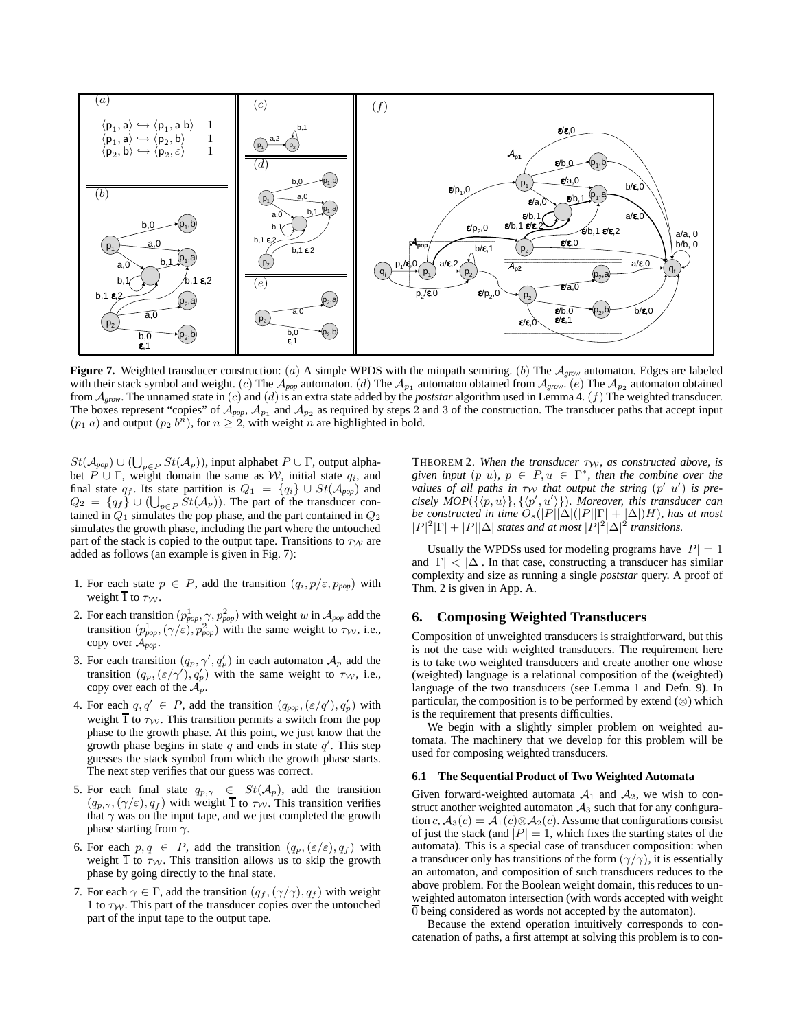**Figure 7.** Weighted transducer construction: $(a)$ A simple WPDS with the minpath semiring. $(b)$ The $\mathcal{A}_{grow}$ automaton. Edges are labeled with their stack symbol and weight. $(c)$ The $\mathcal{A}_{pop}$ automaton. $(d)$ The $\mathcal{A}_{p_1}$ automaton obtained from $\mathcal{A}_{grow}$. $(e)$ The $\mathcal{A}_{p_2}$ automaton obtained from $\mathcal{A}_{grow}$. The unnamed state in $(c)$ and $(d)$ is an extra state added by the *poststar* algorithm used in Lemma 4. $(f)$ The weighted transducer. The boxes represent "copies" of $\mathcal{A}_{pop}$, $\mathcal{A}_{p_1}$ and $\mathcal{A}_{p_2}$ as required by steps 2 and 3 of the construction. The transducer paths that accept input $(p_1\ a)$ and output $(p_2\ b^n)$, for $n \geq 2$, with weight $n$ are highlighted in bold.

$St(\mathcal{A}_{pop}) \cup (\bigcup_{p \in P} St(\mathcal{A}_p))$, input alphabet $P \cup \Gamma$, output alphabet $P \cup \Gamma$, weight domain the same as $\mathcal{W}$, initial state $q_i$, and final state $q_f$. Its state partition is $Q_1 = \{q_i\} \cup St(\mathcal{A}_{pop})$ and $Q_2 = \{q_f\} \cup (\bigcup_{p \in P} St(\mathcal{A}_p))$. The part of the transducer contained in $Q_1$ simulates the pop phase, and the part contained in $Q_2$ simulates the growth phase, including the part where the untouched part of the stack is copied to the output tape. Transitions to $\tau_{\mathcal{W}}$ are added as follows (an example is given in Fig. 7):

1. For each state $p \in P$, add the transition $(q_i, p/\varepsilon, p_{pop})$ with weight $\overline{1}$ to $\tau_{\mathcal{W}}$.
2. For each transition $(p^1_{pop}, \gamma, p^2_{pop})$ with weight $w$ in $\mathcal{A}_{pop}$ add the transition $(p^1_{pop}, (\gamma/\varepsilon), p^2_{pop})$ with the same weight to $\tau_{\mathcal{W}}$, i.e., copy over $\mathcal{A}_{pop}$.
3. For each transition $(q_p, \gamma', q'_p)$ in each automaton $\mathcal{A}_p$ add the transition $(q_p, (\varepsilon/\gamma'), q'_p)$ with the same weight to $\tau_{\mathcal{W}}$, i.e., copy over each of the $\mathcal{A}_p$.
4. For each $q, q' \in P$, add the transition $(q_{pop}, (\varepsilon/q'), q'_p)$ with weight $\overline{1}$ to $\tau_{\mathcal{W}}$. This transition permits a switch from the pop phase to the growth phase. At this point, we just know that the growth phase begins in state $q$ and ends in state $q'$. This step guesses the stack symbol from which the growth phase starts. The next step verifies that our guess was correct.
5. For each final state $q_{p,\gamma} \in St(\mathcal{A}_p)$, add the transition $(q_{p,\gamma}, (\gamma/\varepsilon), q_f)$ with weight $\overline{1}$ to $\tau_{\mathcal{W}}$. This transition verifies that $\gamma$ was on the input tape, and we just completed the growth phase starting from $\gamma$.
6. For each $p, q \in P$, add the transition $(q_p, (\varepsilon/\varepsilon), q_f)$ with weight $\overline{1}$ to $\tau_{\mathcal{W}}$. This transition allows us to skip the growth phase by going directly to the final state.
7. For each $\gamma \in \Gamma$, add the transition $(q_f, (\gamma/\gamma), q_f)$ with weight $\overline{1}$ to $\tau_{\mathcal{W}}$. This part of the transducer copies over the untouched part of the input tape to the output tape.

THEOREM 2. *When the transducer $\tau_{\mathcal{W}}$, as constructed above, is given input $(p\ u)$, $p \in P, u \in \Gamma^*$, then the combine over the values of all paths in $\tau_{\mathcal{W}}$ that output the string $(p'\ u')$ is precisely $MOP(\{\langle p, u\rangle\}, \{\langle p', u'\rangle\})$. Moreover, this transducer can be constructed in time $O_s(|P||\Delta|(|P||\Gamma| + |\Delta|)H)$, has at most $|P|^2|\Gamma| + |P||\Delta|$ states and at most $|P|^2|\Delta|^2$ transitions.*

Usually the WPDSs used for modeling programs have $|P| = 1$ and $|\Gamma| < |\Delta|$. In that case, constructing a transducer has similar complexity and size as running a single *poststar* query. A proof of Thm. 2 is given in App. A.

## 6. Composing Weighted Transducers

Composition of unweighted transducers is straightforward, but this is not the case with weighted transducers. The requirement here is to take two weighted transducers and create another one whose (weighted) language is a relational composition of the (weighted) language of the two transducers (see Lemma 1 and Defn. 9). In particular, the composition is to be performed by extend ($\otimes$) which is the requirement that presents difficulties.

We begin with a slightly simpler problem on weighted automata. The machinery that we develop for this problem will be used for composing weighted transducers.

### 6.1 The Sequential Product of Two Weighted Automata

Given forward-weighted automata $\mathcal{A}_1$ and $\mathcal{A}_2$, we wish to construct another weighted automaton $\mathcal{A}_3$ such that for any configuration $c$, $\mathcal{A}_3(c) = \mathcal{A}_1(c) \otimes \mathcal{A}_2(c)$. Assume that configurations consist of just the stack (and $|P| = 1$, which fixes the starting states of the automata). This is a special case of transducer composition: when a transducer only has transitions of the form $(\gamma/\gamma)$, it is essentially an automaton, and composition of such transducers reduces to the above problem. For the Boolean weight domain, this reduces to unweighted automaton intersection (with words accepted with weight $\overline{0}$ being considered as words not accepted by the automaton).

Because the extend operation intuitively corresponds to concatenation of paths, a first attempt at solving this problem is to con-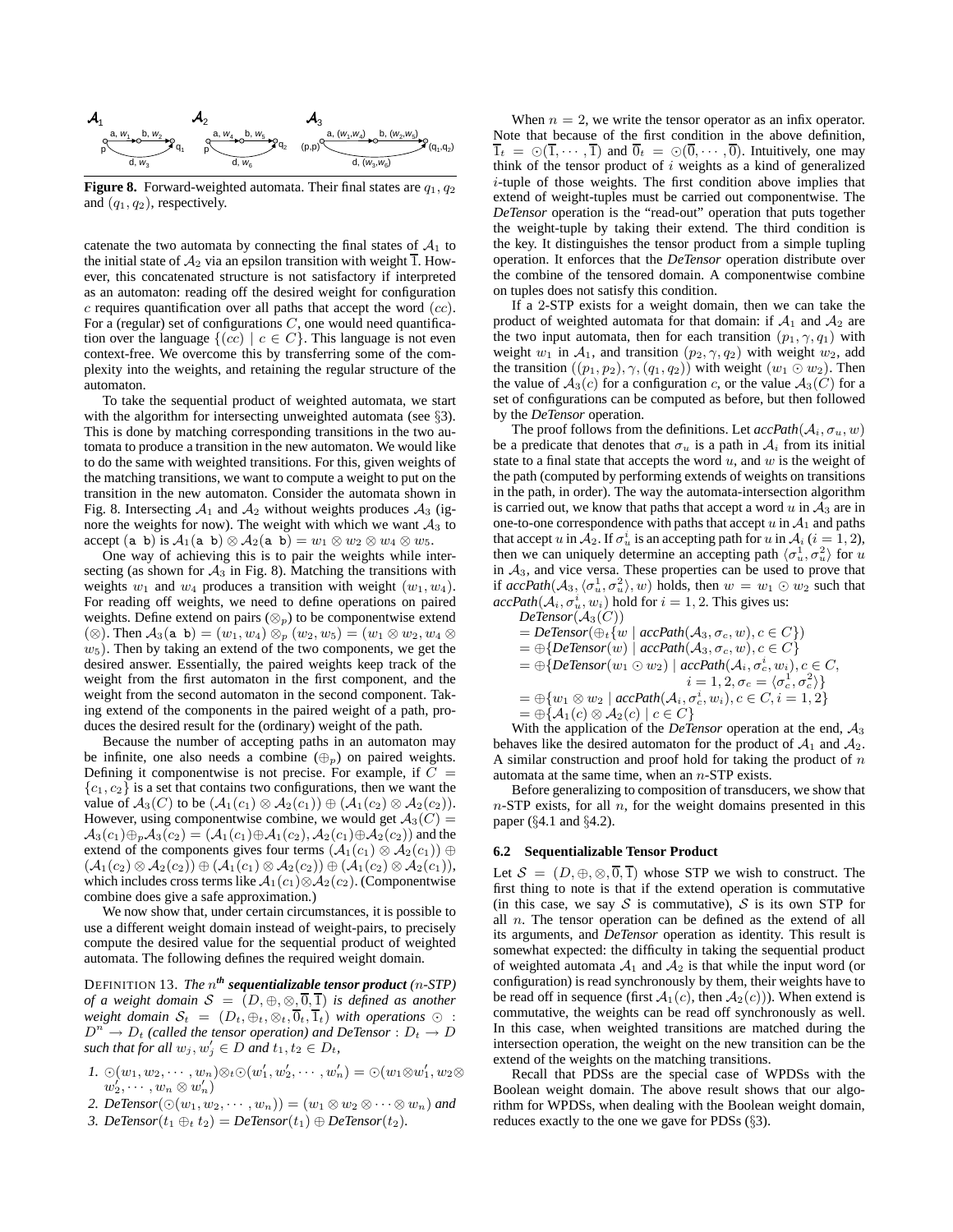Figure 8. Forward-weighted automata. Their final states are $q_1, q_2$ and $(q_1, q_2)$, respectively.

catenate the two automata by connecting the final states of $\mathcal{A}_1$ to the initial state of $\mathcal{A}_2$ via an epsilon transition with weight $\overline{1}$. However, this concatenated structure is not satisfactory if interpreted as an automaton: reading off the desired weight for configuration $c$ requires quantification over all paths that accept the word $(cc)$. For a (regular) set of configurations $C$, one would need quantification over the language $\{(cc) \mid c \in C\}$. This language is not even context-free. We overcome this by transferring some of the complexity into the weights, and retaining the regular structure of the automaton.

To take the sequential product of weighted automata, we start with the algorithm for intersecting unweighted automata (see §3). This is done by matching corresponding transitions in the two automata to produce a transition in the new automaton. We would like to do the same with weighted transitions. For this, given weights of the matching transitions, we want to compute a weight to put on the transition in the new automaton. Consider the automata shown in Fig. 8. Intersecting $\mathcal{A}_1$ and $\mathcal{A}_2$ without weights produces $\mathcal{A}_3$ (ignore the weights for now). The weight with which we want $\mathcal{A}_3$ to accept (a b) is $\mathcal{A}_1(\texttt{a b}) \otimes \mathcal{A}_2(\texttt{a b}) = w_1 \otimes w_2 \otimes w_4 \otimes w_5$.

One way of achieving this is to pair the weights while intersecting (as shown for $\mathcal{A}_3$ in Fig. 8). Matching the transitions with weights $w_1$ and $w_4$ produces a transition with weight $(w_1, w_4)$. For reading off weights, we need to define operations on paired weights. Define extend on pairs ($\otimes_p$) to be componentwise extend ($\otimes$). Then $\mathcal{A}_3(\texttt{a b}) = (w_1, w_4) \otimes_p (w_2, w_5) = (w_1 \otimes w_2, w_4 \otimes w_5)$. Then by taking an extend of the two components, we get the desired answer. Essentially, the paired weights keep track of the weight from the first automaton in the first component, and the weight from the second automaton in the second component. Taking extend of the components in the paired weight of a path, produces the desired result for the (ordinary) weight of the path.

Because the number of accepting paths in an automaton may be infinite, one also needs a combine ($\oplus_p$) on paired weights. Defining it componentwise is not precise. For example, if $C = \{c_1, c_2\}$ is a set that contains two configurations, then we want the value of $\mathcal{A}_3(C)$ to be $(\mathcal{A}_1(c_1) \otimes \mathcal{A}_2(c_1)) \oplus (\mathcal{A}_1(c_2) \otimes \mathcal{A}_2(c_2))$. However, using componentwise combine, we would get $\mathcal{A}_3(C) = \mathcal{A}_3(c_1) \oplus_p \mathcal{A}_3(c_2) = (\mathcal{A}_1(c_1) \oplus \mathcal{A}_1(c_2), \mathcal{A}_2(c_1) \oplus \mathcal{A}_2(c_2))$ and the extend of the components gives four terms $(\mathcal{A}_1(c_1) \otimes \mathcal{A}_2(c_1)) \oplus (\mathcal{A}_1(c_2) \otimes \mathcal{A}_2(c_2)) \oplus (\mathcal{A}_1(c_1) \otimes \mathcal{A}_2(c_2)) \oplus (\mathcal{A}_1(c_2) \otimes \mathcal{A}_2(c_1))$, which includes cross terms like $\mathcal{A}_1(c_1) \otimes \mathcal{A}_2(c_2)$. (Componentwise combine does give a safe approximation.)

We now show that, under certain circumstances, it is possible to use a different weight domain instead of weight-pairs, to precisely compute the desired value for the sequential product of weighted automata. The following defines the required weight domain.

DEFINITION 13. *The $n^{th}$* ***sequentializable tensor product*** *($n$-STP) of a weight domain $\mathcal{S} = (D, \oplus, \otimes, \overline{0}, \overline{1})$ is defined as another weight domain $\mathcal{S}_t = (D_t, \oplus_t, \otimes_t, \overline{0}_t, \overline{1}_t)$ with operations $\odot : D^n \to D_t$ (called the tensor operation) and DeTensor $: D_t \to D$ such that for all $w_j, w'_j \in D$ and $t_1, t_2 \in D_t$,*

1. $\odot(w_1, w_2, \cdots, w_n) \otimes_t \odot(w'_1, w'_2, \cdots, w'_n) = \odot(w_1 \otimes w'_1, w_2 \otimes w'_2, \cdots, w_n \otimes w'_n)$
2. *DeTensor*$(\odot(w_1, w_2, \cdots, w_n)) = (w_1 \otimes w_2 \otimes \cdots \otimes w_n)$ *and*
3. *DeTensor*$(t_1 \oplus_t t_2) =$ *DeTensor*$(t_1) \oplus$ *DeTensor*$(t_2)$.

When $n = 2$, we write the tensor operator as an infix operator. Note that because of the first condition in the above definition, $\overline{1}_t = \odot(\overline{1}, \cdots, \overline{1})$ and $\overline{0}_t = \odot(\overline{0}, \cdots, \overline{0})$. Intuitively, one may think of the tensor product of $i$ weights as a kind of generalized $i$-tuple of those weights. The first condition above implies that extend of weight-tuples must be carried out componentwise. The *DeTensor* operation is the "read-out" operation that puts together the weight-tuple by taking their extend. The third condition is the key. It distinguishes the tensor product from a simple tupling operation. It enforces that the *DeTensor* operation distribute over the combine of the tensored domain. A componentwise combine on tuples does not satisfy this condition.

If a 2-STP exists for a weight domain, then we can take the product of weighted automata for that domain: if $\mathcal{A}_1$ and $\mathcal{A}_2$ are the two input automata, then for each transition $(p_1, \gamma, q_1)$ with weight $w_1$ in $\mathcal{A}_1$, and transition $(p_2, \gamma, q_2)$ with weight $w_2$, add the transition $((p_1, p_2), \gamma, (q_1, q_2))$ with weight $(w_1 \odot w_2)$. Then the value of $\mathcal{A}_3(c)$ for a configuration $c$, or the value $\mathcal{A}_3(C)$ for a set of configurations can be computed as before, but then followed by the *DeTensor* operation.

The proof follows from the definitions. Let *accPath*$(\mathcal{A}_i, \sigma_u, w)$ be a predicate that denotes that $\sigma_u$ is a path in $\mathcal{A}_i$ from its initial state to a final state that accepts the word $u$, and $w$ is the weight of the path (computed by performing extends of weights on transitions in the path, in order). The way the automata-intersection algorithm is carried out, we know that paths that accept a word $u$ in $\mathcal{A}_3$ are in one-to-one correspondence with paths that accept $u$ in $\mathcal{A}_1$ and paths that accept $u$ in $\mathcal{A}_2$. If $\sigma_u^i$ is an accepting path for $u$ in $\mathcal{A}_i$ $(i = 1, 2)$, then we can uniquely determine an accepting path $\langle \sigma_u^1, \sigma_u^2 \rangle$ for $u$ in $\mathcal{A}_3$, and vice versa. These properties can be used to prove that if *accPath*$(\mathcal{A}_3, \langle \sigma_u^1, \sigma_u^2 \rangle, w)$ holds, then $w = w_1 \odot w_2$ such that *accPath*$(\mathcal{A}_i, \sigma_u^i, w_i)$ hold for $i = 1, 2$. This gives us:

$$
\begin{aligned}
&\textit{DeTensor}(\mathcal{A}_3(C)) \\
&= \textit{DeTensor}(\oplus_t\{w \mid \textit{accPath}(\mathcal{A}_3, \sigma_c, w), c \in C\}) \\
&= \oplus\{\textit{DeTensor}(w) \mid \textit{accPath}(\mathcal{A}_3, \sigma_c, w), c \in C\} \\
&= \oplus\{\textit{DeTensor}(w_1 \odot w_2) \mid \textit{accPath}(\mathcal{A}_i, \sigma_c^i, w_i), c \in C, \\
&\qquad\qquad i = 1, 2, \sigma_c = \langle \sigma_c^1, \sigma_c^2 \rangle\} \\
&= \oplus\{w_1 \otimes w_2 \mid \textit{accPath}(\mathcal{A}_i, \sigma_c^i, w_i), c \in C, i = 1, 2\} \\
&= \oplus\{\mathcal{A}_1(c) \otimes \mathcal{A}_2(c) \mid c \in C\}
\end{aligned}
$$

With the application of the *DeTensor* operation at the end, $\mathcal{A}_3$ behaves like the desired automaton for the product of $\mathcal{A}_1$ and $\mathcal{A}_2$. A similar construction and proof hold for taking the product of $n$ automata at the same time, when an $n$-STP exists.

Before generalizing to composition of transducers, we show that $n$-STP exists, for all $n$, for the weight domains presented in this paper (§4.1 and §4.2).

### 6.2 Sequentializable Tensor Product

Let $\mathcal{S} = (D, \oplus, \otimes, \overline{0}, \overline{1})$ whose STP we wish to construct. The first thing to note is that if the extend operation is commutative (in this case, we say $\mathcal{S}$ is commutative), $\mathcal{S}$ is its own STP for all $n$. The tensor operation can be defined as the extend of all its arguments, and *DeTensor* operation as identity. This result is somewhat expected: the difficulty in taking the sequential product of weighted automata $\mathcal{A}_1$ and $\mathcal{A}_2$ is that while the input word (or configuration) is read synchronously by them, their weights have to be read off in sequence (first $\mathcal{A}_1(c)$, then $\mathcal{A}_2(c)$). When extend is commutative, the weights can be read off synchronously as well. In this case, when weighted transitions are matched during the intersection operation, the weight on the new transition can be the extend of the weights on the matching transitions.

Recall that PDSs are the special case of WPDSs with the Boolean weight domain. The above result shows that our algorithm for WPDSs, when dealing with the Boolean weight domain, reduces exactly to the one we gave for PDSs (§3).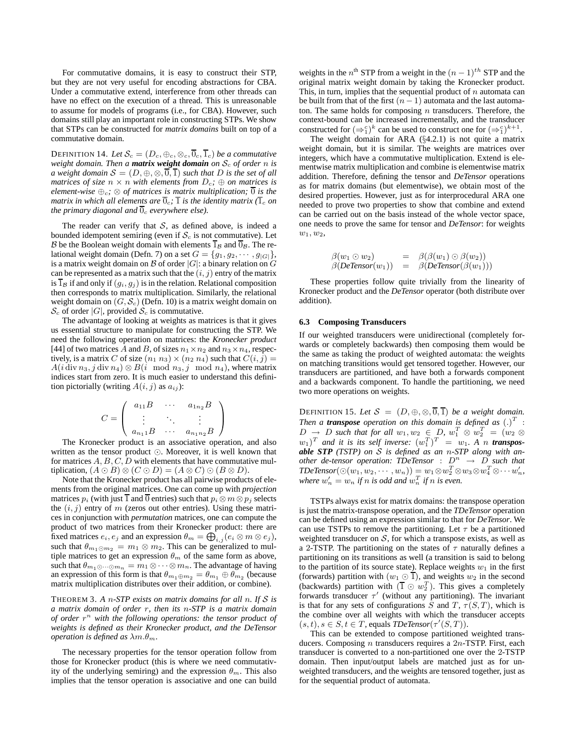For commutative domains, it is easy to construct their STP, but they are not very useful for encoding abstractions for CBA. Under a commutative extend, interference from other threads can have no effect on the execution of a thread. This is unreasonable to assume for models of programs (i.e., for CBA). However, such domains still play an important role in constructing STPs. We show that STPs can be constructed for *matrix domains* built on top of a commutative domain.

DEFINITION 14. *Let $\mathcal{S}_c = (D_c, \oplus_c, \otimes_c, \overline{0}_c, \overline{1}_c)$ be a commutative weight domain. Then a* ***matrix weight domain*** *on $\mathcal{S}_c$ of order $n$ is a weight domain $\mathcal{S} = (D, \oplus, \otimes, \overline{0}, \overline{1})$ such that $D$ is the set of all matrices of size $n \times n$ with elements from $D_c$; $\oplus$ on matrices is element-wise $\oplus_c$; $\otimes$ of matrices is matrix multiplication; $\overline{0}$ is the matrix in which all elements are $\overline{0}_c$; $\overline{1}$ is the identity matrix ($\overline{1}_c$ on the primary diagonal and $\overline{0}_c$ everywhere else).*

The reader can verify that $\mathcal{S}$, as defined above, is indeed a bounded idempotent semiring (even if $\mathcal{S}_c$ is not commutative). Let $\mathcal{B}$ be the Boolean weight domain with elements $\overline{1}_{\mathcal{B}}$ and $\overline{0}_{\mathcal{B}}$. The relational weight domain (Defn. 7) on a set $G = \{g_1, g_2, \cdots, g_{|G|}\}$, is a matrix weight domain on $\mathcal{B}$ of order $|G|$: a binary relation on $G$ can be represented as a matrix such that the $(i, j)$ entry of the matrix is $\overline{1}_{\mathcal{B}}$ if and only if $(g_i, g_j)$ is in the relation. Relational composition then corresponds to matrix multiplication. Similarly, the relational weight domain on $(G, \mathcal{S}_c)$ (Defn. 10) is a matrix weight domain on $\mathcal{S}_c$ of order $|G|$, provided $\mathcal{S}_c$ is commutative.

The advantage of looking at weights as matrices is that it gives us essential structure to manipulate for constructing the STP. We need the following operation on matrices: the *Kronecker product* [44] of two matrices $A$ and $B$, of sizes $n_1 \times n_2$ and $n_3 \times n_4$, respectively, is a matrix $C$ of size $(n_1\, n_3) \times (n_2\, n_4)$ such that $C(i, j) = A(i \operatorname{div} n_3, j \operatorname{div} n_4) \otimes B(i \mod n_3, j \mod n_4)$, where matrix indices start from zero. It is much easier to understand this definition pictorially (writing $A(i, j)$ as $a_{ij}$):

$$C = \begin{pmatrix} a_{11}B & \cdots & a_{1n_2}B \\ \vdots & \ddots & \vdots \\ a_{n_11}B & \cdots & a_{n_1n_2}B \end{pmatrix}$$

The Kronecker product is an associative operation, and also written as the tensor product $\odot$. Moreover, it is well known that for matrices $A, B, C, D$ with elements that have commutative multiplication, $(A \odot B) \otimes (C \odot D) = (A \otimes C) \odot (B \otimes D)$.

Note that the Kronecker product has all pairwise products of elements from the original matrices. One can come up with *projection* matrices $p_i$ (with just $\overline{1}$ and $\overline{0}$ entries) such that $p_i \otimes m \otimes p_j$ selects the $(i, j)$ entry of $m$ (zeros out other entries). Using these matrices in conjunction with *permutation* matrices, one can compute the product of two matrices from their Kronecker product: there are fixed matrices $e_i, e_j$ and an expression $\theta_m = \bigoplus_{i,j}(e_i \otimes m \otimes e_j)$, such that $\theta_{m_1 \odot m_2} = m_1 \otimes m_2$. This can be generalized to multiple matrices to get an expression $\theta_m$ of the same form as above, such that $\theta_{m_1 \odot \cdots \odot m_n} = m_1 \otimes \cdots \otimes m_n$. The advantage of having an expression of this form is that $\theta_{m_1 \oplus m_2} = \theta_{m_1} \oplus \theta_{m_2}$ (because matrix multiplication distributes over their addition, or combine).

THEOREM 3. *A $n$-STP exists on matrix domains for all $n$. If $\mathcal{S}$ is a matrix domain of order $r$, then its $n$-STP is a matrix domain of order $r^n$ with the following operations: the tensor product of weights is defined as their Kronecker product, and the DeTensor operation is defined as $\lambda m.\theta_m$.*

The necessary properties for the tensor operation follow from those for Kronecker product (this is where we need commutativity of the underlying semiring) and the expression $\theta_m$. This also implies that the tensor operation is associative and one can build weights in the $n^{\text{th}}$ STP from a weight in the $(n-1)^{th}$ STP and the original matrix weight domain by taking the Kronecker product. This, in turn, implies that the sequential product of $n$ automata can be built from that of the first $(n-1)$ automata and the last automaton. The same holds for composing $n$ transducers. Therefore, the context-bound can be increased incrementally, and the transducer constructed for $(\Rightarrow_1^c)^k$ can be used to construct one for $(\Rightarrow_1^c)^{k+1}$.

The weight domain for ARA (§4.2.1) is not quite a matrix weight domain, but it is similar. The weights are matrices over integers, which have a commutative multiplication. Extend is elementwise matrix multiplication and combine is elementwise matrix addition. Therefore, defining the tensor and *DeTensor* operations as for matrix domains (but elementwise), we obtain most of the desired properties. However, just as for interprocedural ARA one needed to prove two properties to show that combine and extend can be carried out on the basis instead of the whole vector space, one needs to prove the same for tensor and *DeTensor*: for weights $w_1, w_2$,

$$\begin{array}{rcl} \beta(w_1 \odot w_2) & = & \beta(\beta(w_1) \odot \beta(w_2)) \\ \beta(\textit{DeTensor}(w_1)) & = & \beta(\textit{DeTensor}(\beta(w_1))) \end{array}$$

These properties follow quite trivially from the linearity of Kronecker product and the *DeTensor* operator (both distribute over addition).

### 6.3 Composing Transducers

If our weighted transducers were unidirectional (completely forwards or completely backwards) then composing them would be the same as taking the product of weighted automata: the weights on matching transitions would get tensored together. However, our transducers are partitioned, and have both a forwards component and a backwards component. To handle the partitioning, we need two more operations on weights.

DEFINITION 15. *Let $\mathcal{S} = (D, \oplus, \otimes, \overline{0}, \overline{1})$ be a weight domain. Then a* ***transpose*** *operation on this domain is defined as $(.)^T : D \to D$ such that for all $w_1, w_2 \in D$, $w_1^T \otimes w_2^T = (w_2 \otimes w_1)^T$ and it is its self inverse: $(w_1^T)^T = w_1$. A $n$* ***transposable STP*** *(TSTP) on $\mathcal{S}$ is defined as an $n$-STP along with another de-tensor operation: TDeTensor : $D^n \to D$ such that TDeTensor$(\odot(w_1, w_2, \cdots, w_n)) = w_1 \otimes w_2^T \otimes w_3 \otimes w_4^T \otimes \cdots w_n'$, where $w_n' = w_n$ if $n$ is odd and $w_n^T$ if $n$ is even.*

TSTPs always exist for matrix domains: the transpose operation is just the matrix-transpose operation, and the *TDeTensor* operation can be defined using an expression similar to that for *DeTensor*. We can use TSTPs to remove the partitioning. Let $\tau$ be a partitioned weighted transducer on $\mathcal{S}$, for which a transpose exists, as well as a 2-TSTP. The partitioning on the states of $\tau$ naturally defines a partitioning on its transitions as well (a transition is said to belong to the partition of its source state). Replace weights $w_1$ in the first (forwards) partition with $(w_1 \odot \overline{1})$, and weights $w_2$ in the second (backwards) partition with $(\overline{1} \odot w_2^T)$. This gives a completely forwards transducer $\tau'$ (without any partitioning). The invariant is that for any sets of configurations $S$ and $T$, $\tau(S, T)$, which is the combine over all weights with which the transducer accepts $(s, t), s \in S, t \in T$, equals *TDeTensor*$(\tau'(S, T))$.

This can be extended to compose partitioned weighted transducers. Composing $n$ transducers requires a $2n$-TSTP. First, each transducer is converted to a non-partitioned one over the 2-TSTP domain. Then input/output labels are matched just as for unweighted transducers, and the weights are tensored together, just as for the sequential product of automata.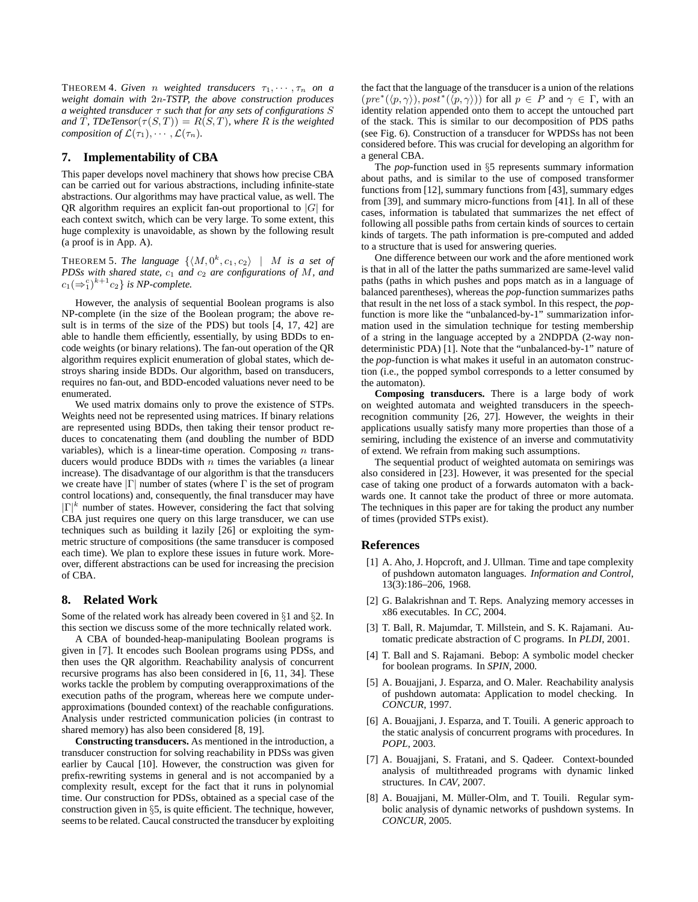THEOREM 4. *Given $n$ weighted transducers $\tau_1, \cdots, \tau_n$ on a weight domain with $2n$-TSTP, the above construction produces a weighted transducer $\tau$ such that for any sets of configurations $S$ and $T$, TDeTensor($\tau(S,T)) = R(S,T)$, where $R$ is the weighted composition of $\mathcal{L}(\tau_1), \cdots, \mathcal{L}(\tau_n)$.*

## 7. Implementability of CBA

This paper develops novel machinery that shows how precise CBA can be carried out for various abstractions, including infinite-state abstractions. Our algorithms may have practical value, as well. The QR algorithm requires an explicit fan-out proportional to $|G|$ for each context switch, which can be very large. To some extent, this huge complexity is unavoidable, as shown by the following result (a proof is in App. A).

THEOREM 5. *The language $\{\langle M, 0^k, c_1, c_2\rangle \mid M$ is a set of PDSs with shared state, $c_1$ and $c_2$ are configurations of $M$, and $c_1(\Rightarrow_1^c)^{k+1}c_2\}$ is NP-complete.*

However, the analysis of sequential Boolean programs is also NP-complete (in the size of the Boolean program; the above result is in terms of the size of the PDS) but tools [4, 17, 42] are able to handle them efficiently, essentially, by using BDDs to encode weights (or binary relations). The fan-out operation of the QR algorithm requires explicit enumeration of global states, which destroys sharing inside BDDs. Our algorithm, based on transducers, requires no fan-out, and BDD-encoded valuations never need to be enumerated.

We used matrix domains only to prove the existence of STPs. Weights need not be represented using matrices. If binary relations are represented using BDDs, then taking their tensor product reduces to concatenating them (and doubling the number of BDD variables), which is a linear-time operation. Composing $n$ transducers would produce BDDs with $n$ times the variables (a linear increase). The disadvantage of our algorithm is that the transducers we create have $|\Gamma|$ number of states (where $\Gamma$ is the set of program control locations) and, consequently, the final transducer may have $|\Gamma|^k$ number of states. However, considering the fact that solving CBA just requires one query on this large transducer, we can use techniques such as building it lazily [26] or exploiting the symmetric structure of compositions (the same transducer is composed each time). We plan to explore these issues in future work. Moreover, different abstractions can be used for increasing the precision of CBA.

## 8. Related Work

Some of the related work has already been covered in §1 and §2. In this section we discuss some of the more technically related work.

A CBA of bounded-heap-manipulating Boolean programs is given in [7]. It encodes such Boolean programs using PDSs, and then uses the QR algorithm. Reachability analysis of concurrent recursive programs has also been considered in [6, 11, 34]. These works tackle the problem by computing overapproximations of the execution paths of the program, whereas here we compute underapproximations (bounded context) of the reachable configurations. Analysis under restricted communication policies (in contrast to shared memory) has also been considered [8, 19].

**Constructing transducers.** As mentioned in the introduction, a transducer construction for solving reachability in PDSs was given earlier by Caucal [10]. However, the construction was given for prefix-rewriting systems in general and is not accompanied by a complexity result, except for the fact that it runs in polynomial time. Our construction for PDSs, obtained as a special case of the construction given in §5, is quite efficient. The technique, however, seems to be related. Caucal constructed the transducer by exploiting the fact that the language of the transducer is a union of the relations $(pre^*(\langle p, \gamma\rangle), post^*(\langle p, \gamma\rangle))$ for all $p \in P$ and $\gamma \in \Gamma$, with an identity relation appended onto them to accept the untouched part of the stack. This is similar to our decomposition of PDS paths (see Fig. 6). Construction of a transducer for WPDSs has not been considered before. This was crucial for developing an algorithm for a general CBA.

The *pop*-function used in §5 represents summary information about paths, and is similar to the use of composed transformer functions from [12], summary functions from [43], summary edges from [39], and summary micro-functions from [41]. In all of these cases, information is tabulated that summarizes the net effect of following all possible paths from certain kinds of sources to certain kinds of targets. The path information is pre-computed and added to a structure that is used for answering queries.

One difference between our work and the afore mentioned work is that in all of the latter the paths summarized are same-level valid paths (paths in which pushes and pops match as in a language of balanced parentheses), whereas the *pop*-function summarizes paths that result in the net loss of a stack symbol. In this respect, the *pop*-function is more like the "unbalanced-by-1" summarization information used in the simulation technique for testing membership of a string in the language accepted by a 2NDPDA (2-way nondeterministic PDA) [1]. Note that the "unbalanced-by-1" nature of the *pop*-function is what makes it useful in an automaton construction (i.e., the popped symbol corresponds to a letter consumed by the automaton).

**Composing transducers.** There is a large body of work on weighted automata and weighted transducers in the speech-recognition community [26, 27]. However, the weights in their applications usually satisfy many more properties than those of a semiring, including the existence of an inverse and commutativity of extend. We refrain from making such assumptions.

The sequential product of weighted automata on semirings was also considered in [23]. However, it was presented for the special case of taking one product of a forwards automaton with a backwards one. It cannot take the product of three or more automata. The techniques in this paper are for taking the product any number of times (provided STPs exist).

## References

[1] A. Aho, J. Hopcroft, and J. Ullman. Time and tape complexity of pushdown automaton languages. *Information and Control*, 13(3):186–206, 1968.

[2] G. Balakrishnan and T. Reps. Analyzing memory accesses in x86 executables. In *CC*, 2004.

[3] T. Ball, R. Majumdar, T. Millstein, and S. K. Rajamani. Automatic predicate abstraction of C programs. In *PLDI*, 2001.

[4] T. Ball and S. Rajamani. Bebop: A symbolic model checker for boolean programs. In *SPIN*, 2000.

[5] A. Bouajjani, J. Esparza, and O. Maler. Reachability analysis of pushdown automata: Application to model checking. In *CONCUR*, 1997.

[6] A. Bouajjani, J. Esparza, and T. Touili. A generic approach to the static analysis of concurrent programs with procedures. In *POPL*, 2003.

[7] A. Bouajjani, S. Fratani, and S. Qadeer. Context-bounded analysis of multithreaded programs with dynamic linked structures. In *CAV*, 2007.

[8] A. Bouajjani, M. Müller-Olm, and T. Touili. Regular symbolic analysis of dynamic networks of pushdown systems. In *CONCUR*, 2005.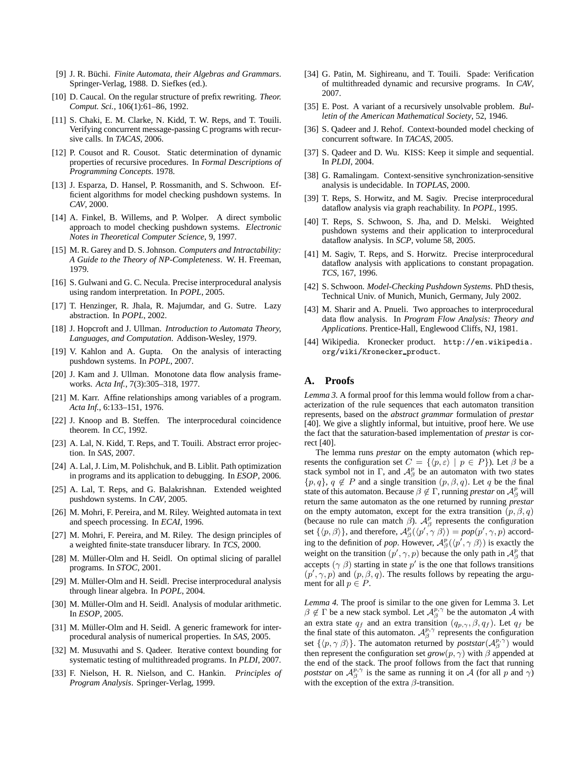[9] J. R. Büchi. *Finite Automata, their Algebras and Grammars*. Springer-Verlag, 1988. D. Siefkes (ed.).

[10] D. Caucal. On the regular structure of prefix rewriting. *Theor. Comput. Sci.*, 106(1):61–86, 1992.

[11] S. Chaki, E. M. Clarke, N. Kidd, T. W. Reps, and T. Touili. Verifying concurrent message-passing C programs with recursive calls. In *TACAS*, 2006.

[12] P. Cousot and R. Cousot. Static determination of dynamic properties of recursive procedures. In *Formal Descriptions of Programming Concepts*. 1978.

[13] J. Esparza, D. Hansel, P. Rossmanith, and S. Schwoon. Efficient algorithms for model checking pushdown systems. In *CAV*, 2000.

[14] A. Finkel, B. Willems, and P. Wolper. A direct symbolic approach to model checking pushdown systems. *Electronic Notes in Theoretical Computer Science*, 9, 1997.

[15] M. R. Garey and D. S. Johnson. *Computers and Intractability: A Guide to the Theory of NP-Completeness*. W. H. Freeman, 1979.

[16] S. Gulwani and G. C. Necula. Precise interprocedural analysis using random interpretation. In *POPL*, 2005.

[17] T. Henzinger, R. Jhala, R. Majumdar, and G. Sutre. Lazy abstraction. In *POPL*, 2002.

[18] J. Hopcroft and J. Ullman. *Introduction to Automata Theory, Languages, and Computation*. Addison-Wesley, 1979.

[19] V. Kahlon and A. Gupta. On the analysis of interacting pushdown systems. In *POPL*, 2007.

[20] J. Kam and J. Ullman. Monotone data flow analysis frameworks. *Acta Inf.*, 7(3):305–318, 1977.

[21] M. Karr. Affine relationships among variables of a program. *Acta Inf.*, 6:133–151, 1976.

[22] J. Knoop and B. Steffen. The interprocedural coincidence theorem. In *CC*, 1992.

[23] A. Lal, N. Kidd, T. Reps, and T. Touili. Abstract error projection. In *SAS*, 2007.

[24] A. Lal, J. Lim, M. Polishchuk, and B. Liblit. Path optimization in programs and its application to debugging. In *ESOP*, 2006.

[25] A. Lal, T. Reps, and G. Balakrishnan. Extended weighted pushdown systems. In *CAV*, 2005.

[26] M. Mohri, F. Pereira, and M. Riley. Weighted automata in text and speech processing. In *ECAI*, 1996.

[27] M. Mohri, F. Pereira, and M. Riley. The design principles of a weighted finite-state transducer library. In *TCS*, 2000.

[28] M. Müller-Olm and H. Seidl. On optimal slicing of parallel programs. In *STOC*, 2001.

[29] M. Müller-Olm and H. Seidl. Precise interprocedural analysis through linear algebra. In *POPL*, 2004.

[30] M. Müller-Olm and H. Seidl. Analysis of modular arithmetic. In *ESOP*, 2005.

[31] M. Müller-Olm and H. Seidl. A generic framework for interprocedural analysis of numerical properties. In *SAS*, 2005.

[32] M. Musuvathi and S. Qadeer. Iterative context bounding for systematic testing of multithreaded programs. In *PLDI*, 2007.

[33] F. Nielson, H. R. Nielson, and C. Hankin. *Principles of Program Analysis*. Springer-Verlag, 1999.

[34] G. Patin, M. Sighireanu, and T. Touili. Spade: Verification of multithreaded dynamic and recursive programs. In *CAV*, 2007.

[35] E. Post. A variant of a recursively unsolvable problem. *Bulletin of the American Mathematical Society*, 52, 1946.

[36] S. Qadeer and J. Rehof. Context-bounded model checking of concurrent software. In *TACAS*, 2005.

[37] S. Qadeer and D. Wu. KISS: Keep it simple and sequential. In *PLDI*, 2004.

[38] G. Ramalingam. Context-sensitive synchronization-sensitive analysis is undecidable. In *TOPLAS*, 2000.

[39] T. Reps, S. Horwitz, and M. Sagiv. Precise interprocedural dataflow analysis via graph reachability. In *POPL*, 1995.

[40] T. Reps, S. Schwoon, S. Jha, and D. Melski. Weighted pushdown systems and their application to interprocedural dataflow analysis. In *SCP*, volume 58, 2005.

[41] M. Sagiv, T. Reps, and S. Horwitz. Precise interprocedural dataflow analysis with applications to constant propagation. *TCS*, 167, 1996.

[42] S. Schwoon. *Model-Checking Pushdown Systems*. PhD thesis, Technical Univ. of Munich, Munich, Germany, July 2002.

[43] M. Sharir and A. Pnueli. Two approaches to interprocedural data flow analysis. In *Program Flow Analysis: Theory and Applications*. Prentice-Hall, Englewood Cliffs, NJ, 1981.

[44] Wikipedia. Kronecker product. `http://en.wikipedia.org/wiki/Kronecker_product`.

## A. Proofs

*Lemma 3.* A formal proof for this lemma would follow from a characterization of the rule sequences that each automaton transition represents, based on the *abstract grammar* formulation of *prestar* [40]. We give a slightly informal, but intuitive, proof here. We use the fact that the saturation-based implementation of *prestar* is correct [40].

The lemma runs *prestar* on the empty automaton (which represents the configuration set $C = \{\langle p, \varepsilon\rangle \mid p \in P\}$). Let $\beta$ be a stack symbol not in $\Gamma$, and $\mathcal{A}_\beta^p$ be an automaton with two states $\{p, q\}$, $q \notin P$ and a single transition $(p, \beta, q)$. Let $q$ be the final state of this automaton. Because $\beta \notin \Gamma$, running *prestar* on $\mathcal{A}_\beta^p$ will return the same automaton as the one returned by running *prestar* on the empty automaton, except for the extra transition $(p, \beta, q)$ (because no rule can match $\beta$). $\mathcal{A}_\beta^p$ represents the configuration set $\{\langle p, \beta\rangle\}$, and therefore, $\mathcal{A}_\beta^p(\langle p', \gamma\ \beta\rangle) = \textit{pop}(p', \gamma, p)$ according to the definition of *pop*. However, $\mathcal{A}_\beta^p(\langle p', \gamma\ \beta\rangle)$ is exactly the weight on the transition $(p', \gamma, p)$ because the only path in $\mathcal{A}_\beta^p$ that accepts $(\gamma\ \beta)$ starting in state $p'$ is the one that follows transitions $(p', \gamma, p)$ and $(p, \beta, q)$. The results follows by repeating the argument for all $p \in P$.

*Lemma 4.* The proof is similar to the one given for Lemma 3. Let $\beta \notin \Gamma$ be a new stack symbol. Let $\mathcal{A}_\beta^{p,\gamma}$ be the automaton $\mathcal{A}$ with an extra state $q_f$ and an extra transition $(q_{p,\gamma}, \beta, q_f)$. Let $q_f$ be the final state of this automaton. $\mathcal{A}_\beta^{p,\gamma}$ represents the configuration set $\{\langle p, \gamma\ \beta\rangle\}$. The automaton returned by $\textit{poststar}(\mathcal{A}_\beta^{p,\gamma})$ would then represent the configuration set $\textit{grow}(p, \gamma)$ with $\beta$ appended at the end of the stack. The proof follows from the fact that running *poststar* on $\mathcal{A}_\beta^{p,\gamma}$ is the same as running it on $\mathcal{A}$ (for all $p$ and $\gamma$) with the exception of the extra $\beta$-transition.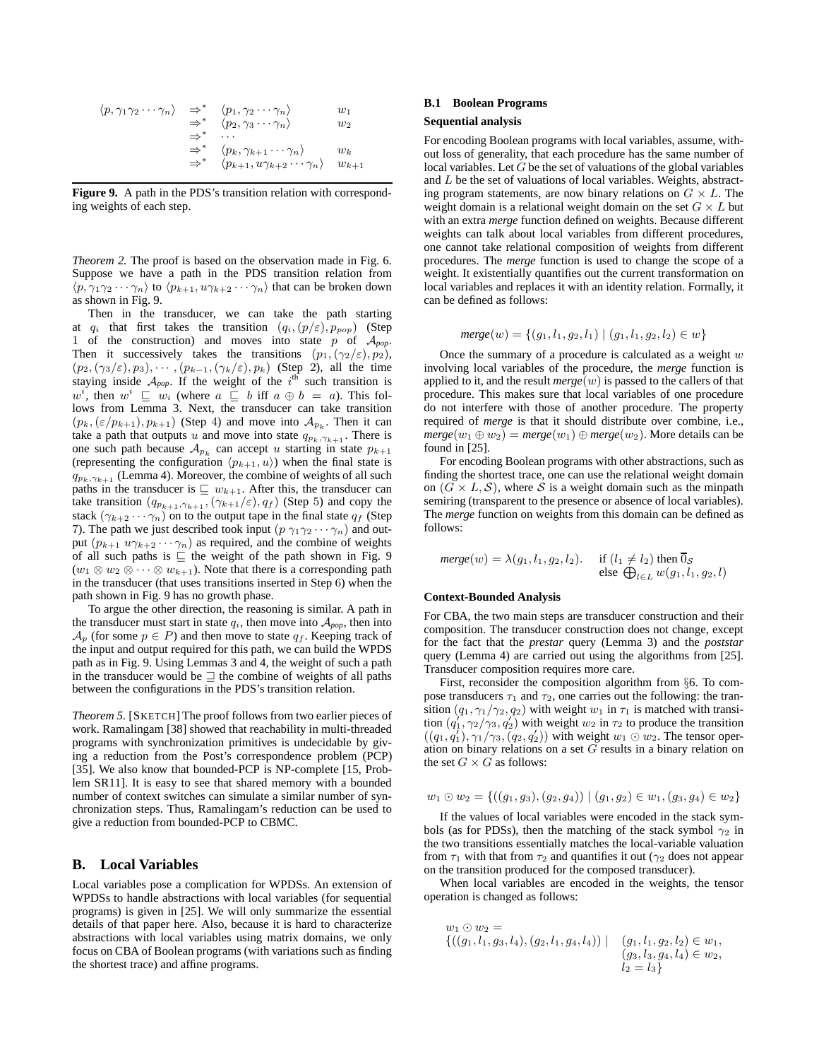$$
\begin{array}{llll}
\langle p, \gamma_1\gamma_2\cdots\gamma_n\rangle & \Rightarrow^* & \langle p_1, \gamma_2\cdots\gamma_n\rangle & w_1 \\
& \Rightarrow^* & \langle p_2, \gamma_3\cdots\gamma_n\rangle & w_2 \\
& \Rightarrow^* & \cdots & \\
& \Rightarrow^* & \langle p_k, \gamma_{k+1}\cdots\gamma_n\rangle & w_k \\
& \Rightarrow^* & \langle p_{k+1}, u\gamma_{k+2}\cdots\gamma_n\rangle & w_{k+1}
\end{array}
$$

**Figure 9.** A path in the PDS's transition relation with corresponding weights of each step.

*Theorem 2.* The proof is based on the observation made in Fig. 6. Suppose we have a path in the PDS transition relation from $\langle p, \gamma_1\gamma_2\cdots\gamma_n\rangle$ to $\langle p_{k+1}, u\gamma_{k+2}\cdots\gamma_n\rangle$ that can be broken down as shown in Fig. 9.

Then in the transducer, we can take the path starting at $q_i$ that first takes the transition $(q_i, (p/\varepsilon), p_{pop})$ (Step 1 of the construction) and moves into state $p$ of $\mathcal{A}_{pop}$. Then it successively takes the transitions $(p_1, (\gamma_2/\varepsilon), p_2)$, $(p_2, (\gamma_3/\varepsilon), p_3), \cdots, (p_{k-1}, (\gamma_k/\varepsilon), p_k)$ (Step 2), all the time staying inside $\mathcal{A}_{pop}$. If the weight of the $i^{\text{th}}$ such transition is $w^i$, then $w^i \sqsubseteq w_i$ (where $a \sqsubseteq b$ iff $a \oplus b = a$). This follows from Lemma 3. Next, the transducer can take transition $(p_k, (\varepsilon/p_{k+1}), p_{k+1})$ (Step 4) and move into $\mathcal{A}_{p_k}$. Then it can take a path that outputs $u$ and move into state $q_{p_k,\gamma_{k+1}}$. There is one such path because $\mathcal{A}_{p_k}$ can accept $u$ starting in state $p_{k+1}$ (representing the configuration $\langle p_{k+1}, u\rangle$) when the final state is $q_{p_k,\gamma_{k+1}}$ (Lemma 4). Moreover, the combine of weights of all such paths in the transducer is $\sqsubseteq w_{k+1}$. After this, the transducer can take transition $(q_{p_{k+1},\gamma_{k+1}}, (\gamma_{k+1}/\varepsilon), q_f)$ (Step 5) and copy the stack $(\gamma_{k+2}\cdots\gamma_n)$ on to the output tape in the final state $q_f$ (Step 7). The path we just described took input $(p\ \gamma_1\gamma_2\cdots\gamma_n)$ and output $(p_{k+1}\ u\gamma_{k+2}\cdots\gamma_n)$ as required, and the combine of weights of all such paths is $\sqsubseteq$ the weight of the path shown in Fig. 9 $(w_1 \otimes w_2 \otimes \cdots \otimes w_{k+1})$. Note that there is a corresponding path in the transducer (that uses transitions inserted in Step 6) when the path shown in Fig. 9 has no growth phase.

To argue the other direction, the reasoning is similar. A path in the transducer must start in state $q_i$, then move into $\mathcal{A}_{pop}$, then into $\mathcal{A}_p$ (for some $p \in P$) and then move to state $q_f$. Keeping track of the input and output required for this path, we can build the WPDS path as in Fig. 9. Using Lemmas 3 and 4, the weight of such a path in the transducer would be $\sqsupseteq$ the combine of weights of all paths between the configurations in the PDS's transition relation.

*Theorem 5.* [SKETCH] The proof follows from two earlier pieces of work. Ramalingam [38] showed that reachability in multi-threaded programs with synchronization primitives is undecidable by giving a reduction from the Post's correspondence problem (PCP) [35]. We also know that bounded-PCP is NP-complete [15, Problem SR11]. It is easy to see that shared memory with a bounded number of context switches can simulate a similar number of synchronization steps. Thus, Ramalingam's reduction can be used to give a reduction from bounded-PCP to CBMC.

## B. Local Variables

Local variables pose a complication for WPDSs. An extension of WPDSs to handle abstractions with local variables (for sequential programs) is given in [25]. We will only summarize the essential details of that paper here. Also, because it is hard to characterize abstractions with local variables using matrix domains, we only focus on CBA of Boolean programs (with variations such as finding the shortest trace) and affine programs.

### B.1 Boolean Programs

**Sequential analysis**

For encoding Boolean programs with local variables, assume, without loss of generality, that each procedure has the same number of local variables. Let $G$ be the set of valuations of the global variables and $L$ be the set of valuations of local variables. Weights, abstracting program statements, are now binary relations on $G \times L$. The weight domain is a relational weight domain on the set $G \times L$ but with an extra *merge* function defined on weights. Because different weights can talk about local variables from different procedures, one cannot take relational composition of weights from different procedures. The *merge* function is used to change the scope of a weight. It existentially quantifies out the current transformation on local variables and replaces it with an identity relation. Formally, it can be defined as follows:

$$
\textit{merge}(w) = \{(g_1, l_1, g_2, l_1) \mid (g_1, l_1, g_2, l_2) \in w\}
$$

Once the summary of a procedure is calculated as a weight $w$ involving local variables of the procedure, the *merge* function is applied to it, and the result *merge*$(w)$ is passed to the callers of that procedure. This makes sure that local variables of one procedure do not interfere with those of another procedure. The property required of *merge* is that it should distribute over combine, i.e., *merge*$(w_1 \oplus w_2) =$ *merge*$(w_1) \oplus$ *merge*$(w_2)$. More details can be found in [25].

For encoding Boolean programs with other abstractions, such as finding the shortest trace, one can use the relational weight domain on $(G \times L, \mathcal{S})$, where $\mathcal{S}$ is a weight domain such as the minpath semiring (transparent to the presence or absence of local variables). The *merge* function on weights from this domain can be defined as follows:

$$
\textit{merge}(w) = \lambda(g_1, l_1, g_2, l_2). \quad \begin{array}{l} \text{if } (l_1 \neq l_2) \text{ then } \overline{0}_{\mathcal{S}} \\ \text{else } \bigoplus_{l \in L} w(g_1, l_1, g_2, l) \end{array}
$$

**Context-Bounded Analysis**

For CBA, the two main steps are transducer construction and their composition. The transducer construction does not change, except for the fact that the *prestar* query (Lemma 3) and the *poststar* query (Lemma 4) are carried out using the algorithms from [25]. Transducer composition requires more care.

First, reconsider the composition algorithm from §6. To compose transducers $\tau_1$ and $\tau_2$, one carries out the following: the transition $(q_1, \gamma_1/\gamma_2, q_2)$ with weight $w_1$ in $\tau_1$ is matched with transition $(q_1', \gamma_2/\gamma_3, q_2')$ with weight $w_2$ in $\tau_2$ to produce the transition $((q_1, q_1'), \gamma_1/\gamma_3, (q_2, q_2'))$ with weight $w_1 \odot w_2$. The tensor operation on binary relations on a set $G$ results in a binary relation on the set $G \times G$ as follows:

$$
w_1 \odot w_2 = \{((g_1, g_3), (g_2, g_4)) \mid (g_1, g_2) \in w_1, (g_3, g_4) \in w_2\}
$$

If the values of local variables were encoded in the stack symbols (as for PDSs), then the matching of the stack symbol $\gamma_2$ in the two transitions essentially matches the local-variable valuation from $\tau_1$ with that from $\tau_2$ and quantifies it out ($\gamma_2$ does not appear on the transition produced for the composed transducer).

When local variables are encoded in the weights, the tensor operation is changed as follows:

$$
\begin{array}{ll}
w_1 \odot w_2 = & \\
\{((g_1, l_1, g_3, l_4), (g_2, l_1, g_4, l_4)) \mid & (g_1, l_1, g_2, l_2) \in w_1, \\
& (g_3, l_3, g_4, l_4) \in w_2, \\
& l_2 = l_3\}
\end{array}
$$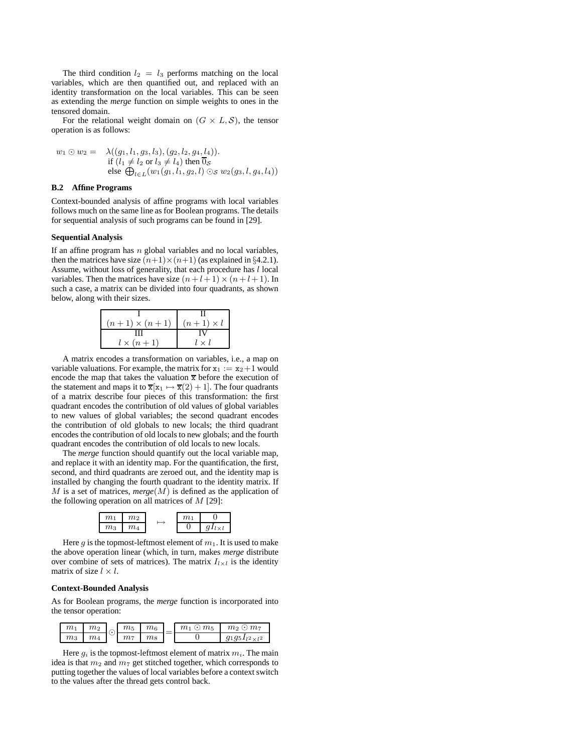The third condition $l_2 = l_3$ performs matching on the local variables, which are then quantified out, and replaced with an identity transformation on the local variables. This can be seen as extending the *merge* function on simple weights to ones in the tensored domain.

For the relational weight domain on $(G \times L, \mathcal{S})$, the tensor operation is as follows:

$$
\begin{aligned}
w_1 \odot w_2 = \quad & \lambda((g_1, l_1, g_3, l_3), (g_2, l_2, g_4, l_4)). \\
& \text{if } (l_1 \neq l_2 \text{ or } l_3 \neq l_4) \text{ then } \overline{0}_{\mathcal{S}} \\
& \text{else } \bigoplus_{l \in L} (w_1(g_1, l_1, g_2, l) \odot_{\mathcal{S}} w_2(g_3, l, g_4, l_4))
\end{aligned}
$$

### B.2 Affine Programs

Context-bounded analysis of affine programs with local variables follows much on the same line as for Boolean programs. The details for sequential analysis of such programs can be found in [29].

#### Sequential Analysis

If an affine program has $n$ global variables and no local variables, then the matrices have size $(n+1) \times (n+1)$ (as explained in §4.2.1). Assume, without loss of generality, that each procedure has $l$ local variables. Then the matrices have size $(n+l+1) \times (n+l+1)$. In such a case, a matrix can be divided into four quadrants, as shown below, along with their sizes.

| | |
|---|---|
| I<br>$(n+1) \times (n+1)$ | II<br>$(n+1) \times l$ |
| III<br>$l \times (n+1)$ | IV<br>$l \times l$ |

A matrix encodes a transformation on variables, i.e., a map on variable valuations. For example, the matrix for $\mathtt{x}_1 := \mathtt{x}_2 + 1$ would encode the map that takes the valuation $\overline{\mathtt{x}}$ before the execution of the statement and maps it to $\overline{\mathtt{x}}[\mathtt{x}_1 \mapsto \overline{\mathtt{x}}(2) + 1]$. The four quadrants of a matrix describe four pieces of this transformation: the first quadrant encodes the contribution of old values of global variables to new values of global variables; the second quadrant encodes the contribution of old globals to new locals; the third quadrant encodes the contribution of old locals to new globals; and the fourth quadrant encodes the contribution of old locals to new locals.

The *merge* function should quantify out the local variable map, and replace it with an identity map. For the quantification, the first, second, and third quadrants are zeroed out, and the identity map is installed by changing the fourth quadrant to the identity matrix. If $M$ is a set of matrices, *merge*$(M)$ is defined as the application of the following operation on all matrices of $M$ [29]:

$$
\begin{array}{|c|c|}
\hline
m_1 & m_2 \\
\hline
m_3 & m_4 \\
\hline
\end{array}
\quad \mapsto \quad
\begin{array}{|c|c|}
\hline
m_1 & 0 \\
\hline
0 & gI_{l \times l} \\
\hline
\end{array}
$$

Here $g$ is the topmost-leftmost element of $m_1$. It is used to make the above operation linear (which, in turn, makes *merge* distribute over combine of sets of matrices). The matrix $I_{l \times l}$ is the identity matrix of size $l \times l$.

#### Context-Bounded Analysis

As for Boolean programs, the *merge* function is incorporated into the tensor operation:

$$
\begin{array}{|c|c|}
\hline
m_1 & m_2 \\
\hline
m_3 & m_4 \\
\hline
\end{array}
\odot
\begin{array}{|c|c|}
\hline
m_5 & m_6 \\
\hline
m_7 & m_8 \\
\hline
\end{array}
=
\begin{array}{|c|c|}
\hline
m_1 \odot m_5 & m_2 \odot m_7 \\
\hline
0 & g_1 g_5 I_{l^2 \times l^2} \\
\hline
\end{array}
$$

Here $g_i$ is the topmost-leftmost element of matrix $m_i$. The main idea is that $m_2$ and $m_7$ get stitched together, which corresponds to putting together the values of local variables before a context switch to the values after the thread gets control back.